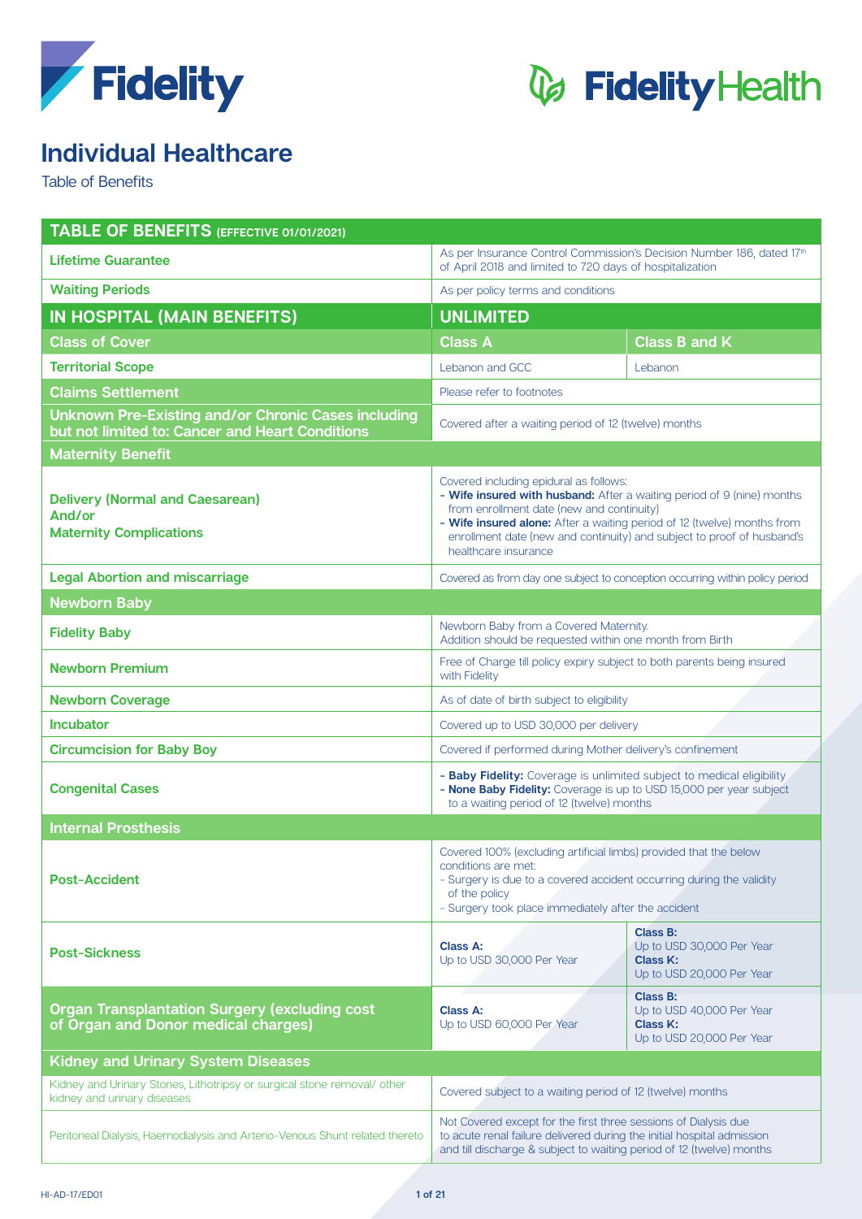# Individual Healthcare

Table of Benefits

| TABLE OF BENEFITS (EFFECTIVE 01/01/2021) | | |
|---|---|---|
| **Lifetime Guarantee** | As per Insurance Control Commission's Decision Number 186, dated 17th of April 2018 and limited to 720 days of hospitalization | |
| **Waiting Periods** | As per policy terms and conditions | |
| **IN HOSPITAL (MAIN BENEFITS)** | **UNLIMITED** | |
| **Class of Cover** | **Class A** | **Class B and K** |
| **Territorial Scope** | Lebanon and GCC | Lebanon |
| **Claims Settlement** | Please refer to footnotes | |
| **Unknown Pre-Existing and/or Chronic Cases including but not limited to: Cancer and Heart Conditions** | Covered after a waiting period of 12 (twelve) months | |
| **Maternity Benefit** | | |
| **Delivery (Normal and Caesarean) And/or Maternity Complications** | Covered including epidural as follows:<br>- **Wife insured with husband:** After a waiting period of 9 (nine) months from enrollment date (new and continuity)<br>- **Wife insured alone:** After a waiting period of 12 (twelve) months from enrollment date (new and continuity) and subject to proof of husband's healthcare insurance | |
| **Legal Abortion and miscarriage** | Covered as from day one subject to conception occurring within policy period | |
| **Newborn Baby** | | |
| **Fidelity Baby** | Newborn Baby from a Covered Maternity. Addition should be requested within one month from Birth | |
| **Newborn Premium** | Free of Charge till policy expiry subject to both parents being insured with Fidelity | |
| **Newborn Coverage** | As of date of birth subject to eligibility | |
| **Incubator** | Covered up to USD 30,000 per delivery | |
| **Circumcision for Baby Boy** | Covered if performed during Mother delivery's confinement | |
| **Congenital Cases** | - **Baby Fidelity:** Coverage is unlimited subject to medical eligibility<br>- **None Baby Fidelity:** Coverage is up to USD 15,000 per year subject to a waiting period of 12 (twelve) months | |
| **Internal Prosthesis** | | |
| **Post-Accident** | Covered 100% (excluding artificial limbs) provided that the below conditions are met:<br>- Surgery is due to a covered accident occurring during the validity of the policy<br>- Surgery took place immediately after the accident | |
| **Post-Sickness** | **Class A:** Up to USD 30,000 Per Year | **Class B:** Up to USD 30,000 Per Year<br>**Class K:** Up to USD 20,000 Per Year |
| **Organ Transplantation Surgery (excluding cost of Organ and Donor medical charges)** | **Class A:** Up to USD 60,000 Per Year | **Class B:** Up to USD 40,000 Per Year<br>**Class K:** Up to USD 20,000 Per Year |
| **Kidney and Urinary System Diseases** | | |
| Kidney and Urinary Stones, Lithotripsy or surgical stone removal/ other kidney and urinary diseases | Covered subject to a waiting period of 12 (twelve) months | |
| Peritoneal Dialysis, Haemodialysis and Arterio-Venous Shunt related thereto | Not Covered except for the first three sessions of Dialysis due to acute renal failure delivered during the initial hospital admission and till discharge & subject to waiting period of 12 (twelve) months | |

HI-AD-17/ED01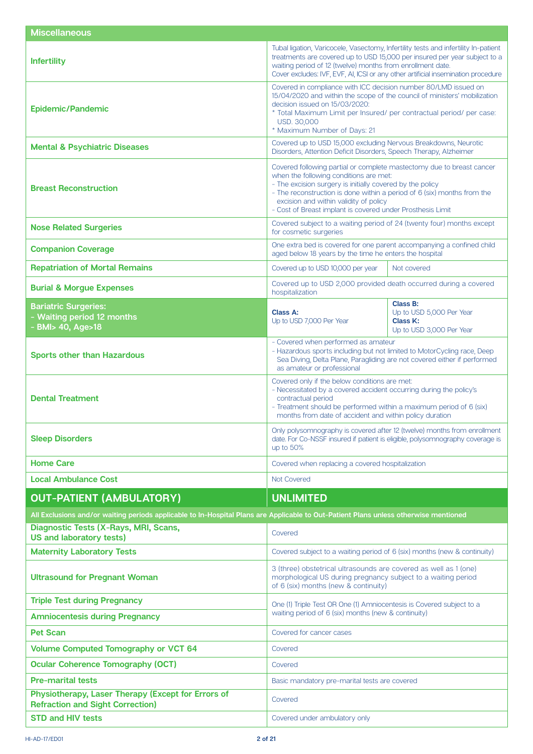| Miscellaneous | | |
|---|---|---|
| **Infertility** | Tubal ligation, Varicocele, Vasectomy, Infertility tests and infertility In-patient treatments are covered up to USD 15,000 per insured per year subject to a waiting period of 12 (twelve) months from enrollment date.<br>Cover excludes: IVF, EVF, AI, ICSI or any other artificial insemination procedure | |
| **Epidemic/Pandemic** | Covered in compliance with ICC decision number 80/LMD issued on 15/04/2020 and within the scope of the council of ministers' mobilization decision issued on 15/03/2020:<br>* Total Maximum Limit per Insured/ per contractual period/ per case: USD. 30,000<br>* Maximum Number of Days: 21 | |
| **Mental & Psychiatric Diseases** | Covered up to USD 15,000 excluding Nervous Breakdowns, Neurotic Disorders, Attention Deficit Disorders, Speech Therapy, Alzheimer | |
| **Breast Reconstruction** | Covered following partial or complete mastectomy due to breast cancer when the following conditions are met:<br>- The excision surgery is initially covered by the policy<br>- The reconstruction is done within a period of 6 (six) months from the excision and within validity of policy<br>- Cost of Breast implant is covered under Prosthesis Limit | |
| **Nose Related Surgeries** | Covered subject to a waiting period of 24 (twenty four) months except for cosmetic surgeries | |
| **Companion Coverage** | One extra bed is covered for one parent accompanying a confined child aged below 18 years by the time he enters the hospital | |
| **Repatriation of Mortal Remains** | Covered up to USD 10,000 per year | Not covered |
| **Burial & Morgue Expenses** | Covered up to USD 2,000 provided death occurred during a covered hospitalization | |
| **Bariatric Surgeries:**<br>**- Waiting period 12 months**<br>**- BMI> 40, Age>18** | **Class A:**<br>Up to USD 7,000 Per Year | **Class B:**<br>Up to USD 5,000 Per Year<br>**Class K:**<br>Up to USD 3,000 Per Year |
| **Sports other than Hazardous** | - Covered when performed as amateur<br>- Hazardous sports including but not limited to MotorCycling race, Deep Sea Diving, Delta Plane, Paragliding are not covered either if performed as amateur or professional | |
| **Dental Treatment** | Covered only if the below conditions are met:<br>- Necessitated by a covered accident occurring during the policy's contractual period<br>- Treatment should be performed within a maximum period of 6 (six) months from date of accident and within policy duration | |
| **Sleep Disorders** | Only polysomnography is covered after 12 (twelve) months from enrollment date. For Co-NSSF insured if patient is eligible, polysomnography coverage is up to 50% | |
| **Home Care** | Covered when replacing a covered hospitalization | |
| **Local Ambulance Cost** | Not Covered | |

| OUT-PATIENT (AMBULATORY) | UNLIMITED |
|---|---|
| **All Exclusions and/or waiting periods applicable to In-Hospital Plans are Applicable to Out-Patient Plans unless otherwise mentioned** | |
| **Diagnostic Tests (X-Rays, MRI, Scans, US and laboratory tests)** | Covered |
| **Maternity Laboratory Tests** | Covered subject to a waiting period of 6 (six) months (new & continuity) |
| **Ultrasound for Pregnant Woman** | 3 (three) obstetrical ultrasounds are covered as well as 1 (one) morphological US during pregnancy subject to a waiting period of 6 (six) months (new & continuity) |
| **Triple Test during Pregnancy** | One (1) Triple Test OR One (1) Amniocentesis is Covered subject to a waiting period of 6 (six) months (new & continuity) |
| **Amniocentesis during Pregnancy** | |
| **Pet Scan** | Covered for cancer cases |
| **Volume Computed Tomography or VCT 64** | Covered |
| **Ocular Coherence Tomography (OCT)** | Covered |
| **Pre-marital tests** | Basic mandatory pre-marital tests are covered |
| **Physiotherapy, Laser Therapy (Except for Errors of Refraction and Sight Correction)** | Covered |
| **STD and HIV tests** | Covered under ambulatory only |

HI-AD-17/ED01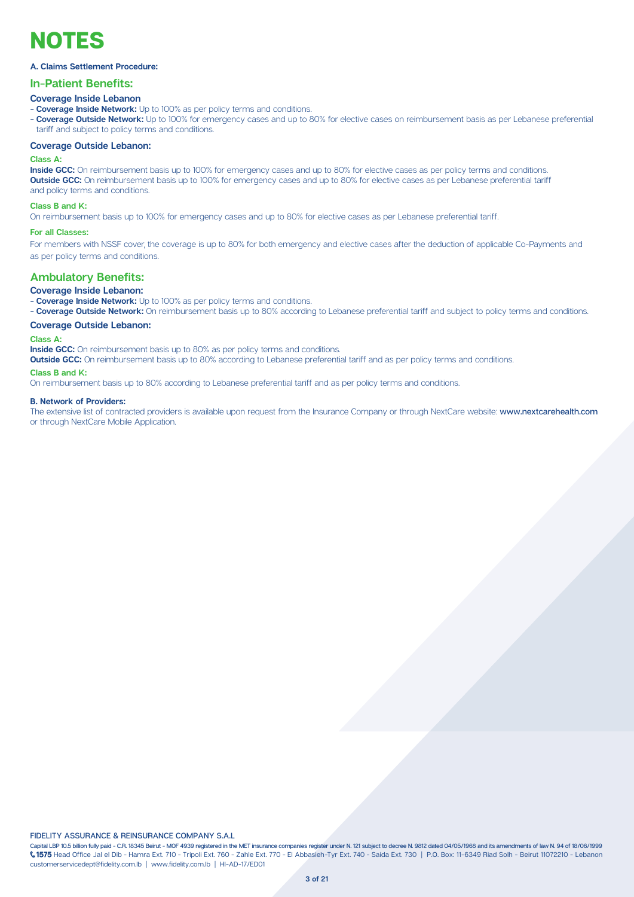# NOTES

**A. Claims Settlement Procedure:**

## In-Patient Benefits:

### Coverage Inside Lebanon

- **Coverage Inside Network:** Up to 100% as per policy terms and conditions.
- **Coverage Outside Network:** Up to 100% for emergency cases and up to 80% for elective cases on reimbursement basis as per Lebanese preferential tariff and subject to policy terms and conditions.

### Coverage Outside Lebanon:

**Class A:**

**Inside GCC:** On reimbursement basis up to 100% for emergency cases and up to 80% for elective cases as per policy terms and conditions.
**Outside GCC:** On reimbursement basis up to 100% for emergency cases and up to 80% for elective cases as per Lebanese preferential tariff and policy terms and conditions.

**Class B and K:**

On reimbursement basis up to 100% for emergency cases and up to 80% for elective cases as per Lebanese preferential tariff.

**For all Classes:**

For members with NSSF cover, the coverage is up to 80% for both emergency and elective cases after the deduction of applicable Co-Payments and as per policy terms and conditions.

## Ambulatory Benefits:

### Coverage Inside Lebanon:

- **Coverage Inside Network:** Up to 100% as per policy terms and conditions.
- **Coverage Outside Network:** On reimbursement basis up to 80% according to Lebanese preferential tariff and subject to policy terms and conditions.

### Coverage Outside Lebanon:

**Class A:**

**Inside GCC:** On reimbursement basis up to 80% as per policy terms and conditions.
**Outside GCC:** On reimbursement basis up to 80% according to Lebanese preferential tariff and as per policy terms and conditions.

**Class B and K:**

On reimbursement basis up to 80% according to Lebanese preferential tariff and as per policy terms and conditions.

**B. Network of Providers:**

The extensive list of contracted providers is available upon request from the Insurance Company or through NextCare website: **www.nextcarehealth.com** or through NextCare Mobile Application.

FIDELITY ASSURANCE & REINSURANCE COMPANY S.A.L

Capital LBP 10.5 billion fully paid - C.R. 18345 Beirut - MOF 4939 registered in the MET insurance companies register under N. 121 subject to decree N. 9812 dated 04/05/1968 and its amendments of law N. 94 of 18/06/1999
**1575** Head Office Jal el Dib - Hamra Ext. 710 - Tripoli Ext. 760 - Zahle Ext. 770 - El Abbasieh-Tyr Ext. 740 - Saida Ext. 730 | P.O. Box: 11-6349 Riad Solh - Beirut 11072210 - Lebanon
customerservicedept@fidelity.com.lb | www.fidelity.com.lb | HI-AD-17/ED01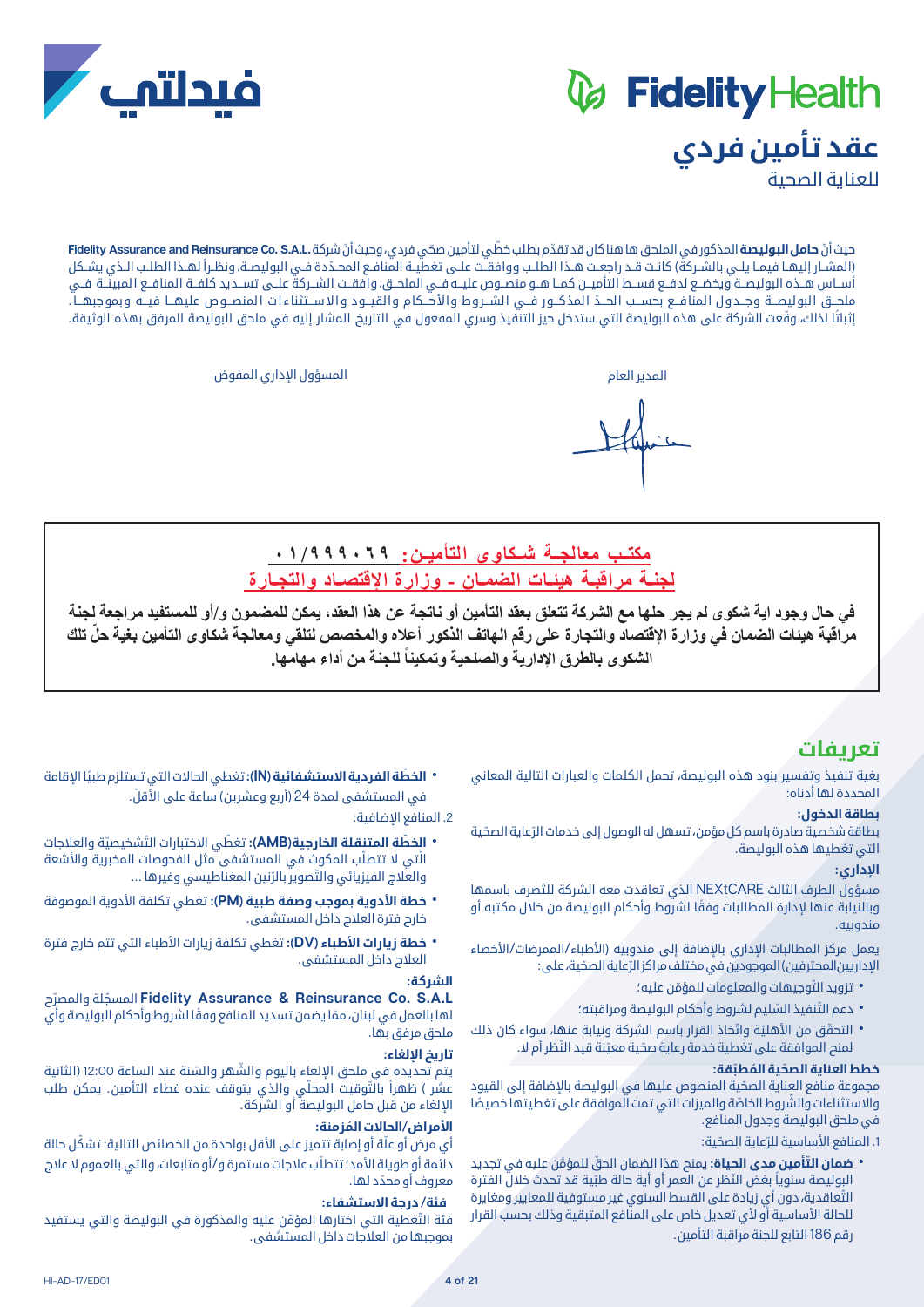# عقد تأمين فردي

للعناية الصحية

حيث أنّ **حامل البوليصة** المذكور في الملحق ها هنا كان قد تقدّم بطلب خطّي لتأمين صحّي فردي، وحيث أنّ شركة **.Fidelity Assurance and Reinsurance Co. S.A.L** (المشار إليها فيما يلي بالشركة) كانت قد راجعت هذا الطلب ووافقت على تغطية المنافع المحدّدة في البوليصة، ونظراً لهذا الطلب الذي يشكل أساس هذه البوليصة ويخضع لدفع قسط التأمين كما هو منصوص عليه في الملحق، وافقت الشركة على تسديد كلفة المنافع المبينة في ملحق البوليصة وجدول المنافع بحسب الحدّ المذكور في الشروط والأحكام والقيود والاستثناءات المنصوص عليها فيه وبموجبها. إثباتًا لذلك، وقّعت الشركة على هذه البوليصة التي ستدخل حيز التنفيذ وسري المفعول في التاريخ المشار إليه في ملحق البوليصة المرفق بهذه الوثيقة.

المدير العام — المسؤول الإداري المفوض

**مكتب معالجة شكاوى التأمين: ٠١/٩٩٩٠٦٩**

**لجنة مراقبة هيئات الضمان - وزارة الإقتصاد والتجارة**

**في حال وجود اية شكوى لم يجر حلها مع الشركة تتعلق بعقد التأمين أو ناتجة عن هذا العقد، يمكن للمضمون و/أو للمستفيد مراجعة لجنة مراقبة هيئات الضمان في وزارة الإقتصاد والتجارة على رقم الهاتف الذكور أعلاه والمخصص لتلقي ومعالجة شكاوى التأمين بغية حلّ تلك الشكوى بالطرق الإدارية والصلحية وتمكيناً للجنة من أداء مهامها.**

## تعريفات

بغية تنفيذ وتفسير بنود هذه البوليصة، تحمل الكلمات والعبارات التالية المعاني المحددة لها أدناه:

### بطاقة الدخول:

بطاقة شخصية صادرة باسم كل مؤمن، تسهل له الوصول إلى خدمات الرّعاية الصحّية التي تغطيها هذه البوليصة.

### الإداري:

مسؤول الطرف الثالث NEXtCARE الذي تعاقدت معه الشركة للتصرف باسمها وبالنيابة عنها لإدارة المطالبات وفقًا لشروط وأحكام البوليصة من خلال مكتبه أو مندوبيه.

يعمل مركز المطالبات الإداري بالإضافة إلى مندوبيه (الأطباء/الممرضات/الأخصاء الإداريين المحترفين) الموجودين في مختلف مراكز الرّعاية الصحّية، على:

- تزويد التّوجيهات والمعلومات للمؤمّن عليه؛
- دعم التّنفيذ السّليم لشروط وأحكام البوليصة ومراقبته؛
- التحقّق من الأهليّة واتّخاذ القرار باسم الشركة ونيابة عنها، سواء كان ذلك لمنح الموافقة على تغطية خدمة رعاية صحّية معيّنة قيد النّظر أم لا.

### خطط العناية الصحّية المُطبّقة:

مجموعة منافع العناية الصحّية المنصوص عليها في البوليصة بالإضافة إلى القيود والاستثناءات والشّروط الخاصّة والميزات التي تمت الموافقة على تغطيتها خصيصًا في ملحق البوليصة وجدول المنافع.

1. المنافع الأساسية للرّعاية الصحّية:

- **ضمان التّأمين مدى الحياة:** يمنح هذا الضمان الحقّ للمؤمّن عليه في تجديد البوليصة سنوياً بغض النّظر عن العمر أو أية حالة طبّية قد تحدث خلال الفترة التّعاقدية، دون أي زيادة على القسط السنوي غير مستوفية للمعايير ومغايرة للحالة الأساسية أو لأي تعديل خاص على المنافع المتبقية وذلك بحسب القرار رقم 186 التابع للجنة مراقبة التأمين.
- **الخطّة الفردية الاستشفائية (IN):** تغطي الحالات التي تستلزم طبيًا الإقامة في المستشفى لمدة 24 (أربع وعشرين) ساعة على الأقلّ.

2. المنافع الإضافية:

- **الخطّة المتنقلة الخارجية (AMB):** تغطّي الاختبارات التّشخيصيّة والعلاجات الّتي لا تتطلّب المكوث في المستشفى مثل الفحوصات المخبرية والأشعة والعلاج الفيزيائي والتّصوير بالرّنين المغناطيسي وغيرها ...
- **خطة الأدوية بموجب وصفة طبية (PM):** تغطي تكلفة الأدوية الموصوفة خارج فترة العلاج داخل المستشفى.
- **خطة زيارات الأطباء (DV):** تغطي تكلفة زيارات الأطباء التي تتم خارج فترة العلاج داخل المستشفى.

### الشركة:

**Fidelity Assurance & Reinsurance Co. S.A.L** المسجّلة والمصرّح لها بالعمل في لبنان، مما يضمن تسديد المنافع وفقًا لشروط وأحكام البوليصة وأي ملحق مرفق بها.

### تاريخ الإلغاء:

يتم تحديده في ملحق الإلغاء باليوم والشّهر والسّنة عند الساعة 12:00 (الثانية عشر) ظهراً بالتّوقيت المحلّي والذي يتوقف عنده غطاء التأمين. يمكن طلب الإلغاء من قبل حامل البوليصة أو الشركة.

### الأمراض/الحالات المزمنة:

أي مرض أو علّة أو إصابة تتميز على الأقل بواحدة من الخصائص التالية: تشكّل حالة دائمة أو طويلة الأمد؛ تتطلّب علاجات مستمرة و/أو متابعات، والتي بالعموم لا علاج معروف أو محدّد لها.

### فئة/ درجة الاستشفاء:

فئة التّغطية التي اختارها المؤمّن عليه والمذكورة في البوليصة والتي يستفيد بموجبها من العلاجات داخل المستشفى.

HI-AD-17/ED01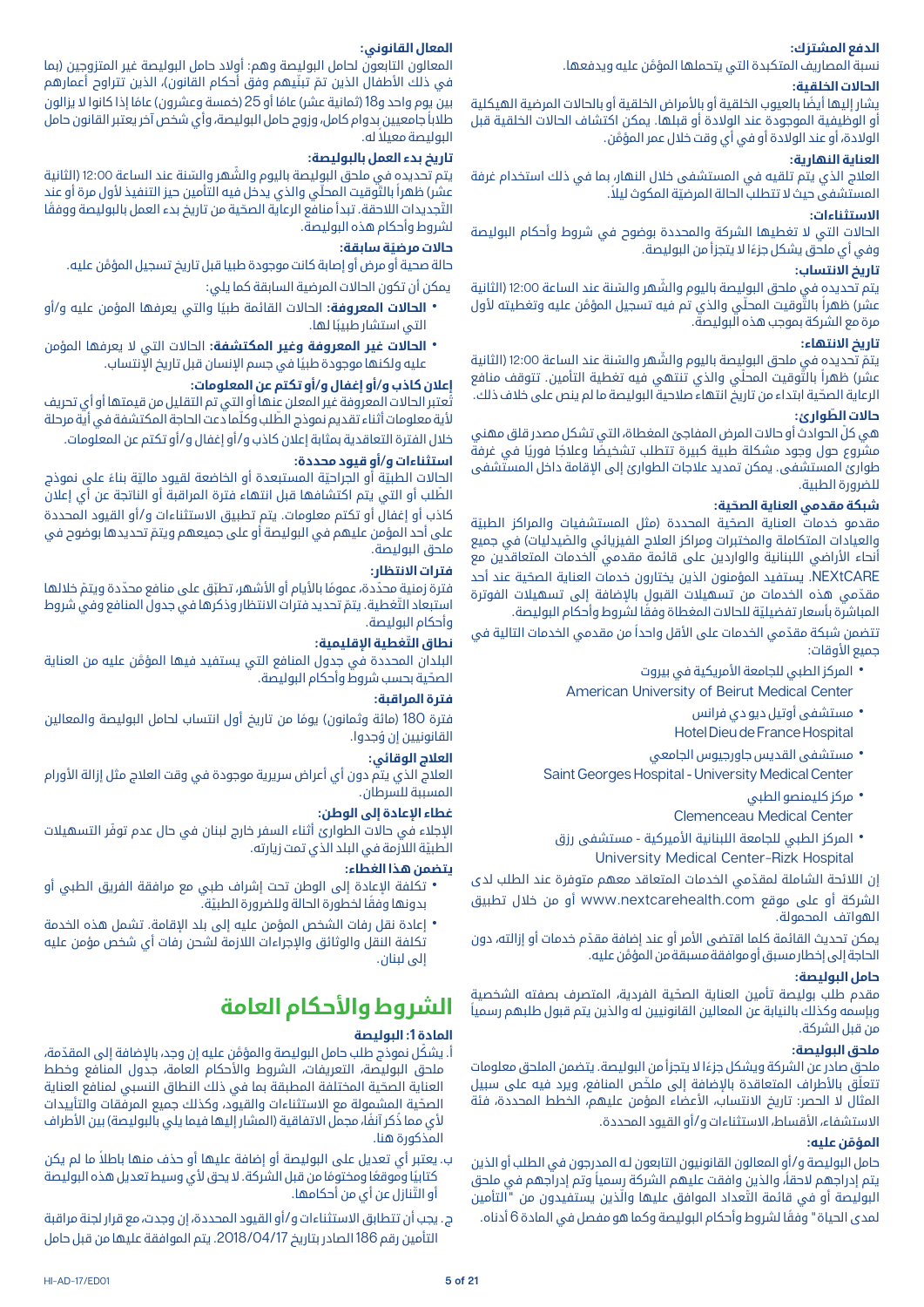**الدفع المشترك:**

نسبة المصاريف المتكبدة التي يتحملها المؤمّن عليه ويدفعها.

**الحالات الخلقية:**

يشار إليها أيضًا بالعيوب الخلقية أو بالأمراض الخلقية أو بالحالات المرضية الهيكلية أو الوظيفية الموجودة عند الولادة أو قبلها. يمكن اكتشاف الحالات الخلقية قبل الولادة، أو عند الولادة أو في أي وقت خلال عمر المؤمّن.

**العناية النهارية:**

العلاج الذي يتم تلقيه في المستشفى خلال النهار، بما في ذلك استخدام غرفة المستشفى حيث لا تتطلب الحالة المرضيّة المكوث ليلاً.

**الاستثناءات:**

الحالات التي لا تغطيها الشركة والمحددة بوضوح في شروط وأحكام البوليصة وفي أي ملحق يشكل جزءًا لا يتجزأ من البوليصة.

**تاريخ الانتساب:**

يتم تحديده في ملحق البوليصة باليوم والشّهر والسّنة عند الساعة 12:00 (الثانية عشر) ظهراً بالتّوقيت المحلي والذي تم فيه تسجيل المؤمّن عليه وتغطيته لأول مرة مع الشركة بموجب هذه البوليصة.

**تاريخ الانتهاء:**

يتمّ تحديده في ملحق البوليصة باليوم والشّهر والسّنة عند الساعة 12:00 (الثانية عشر) ظهراً بالتّوقيت المحلي والذي تنتهي فيه تغطية التأمين. تتوقف منافع الرعاية الصحّية ابتداء من تاريخ انتهاء صلاحية البوليصة ما لم ينص على خلاف ذلك.

**حالات الطّوارئ:**

هي كلّ الحوادث أو حالات المرض المفاجئ المغطاة، التي تشكل مصدر قلق مهني مشروع حول وجود مشكلة طبية كبيرة تتطلب تشخيصًا وعلاجًا فوريًا في غرفة طوارئ المستشفى. يمكن تمديد علاجات الطوارئ إلى الإقامة داخل المستشفى للضرورة الطبية.

**شبكة مقدمي العناية الصحّية:**

مقدمو خدمات العناية الصحّية المحددة (مثل المستشفيات والمراكز الطبيّة والعيادات المتكاملة والمختبرات ومراكز العلاج الفيزيائي والصّيدليات) في جميع أنحاء الأراضي اللبنانية والواردين على قائمة مقدمي الخدمات المتعاقدين مع NEXtCARE. يستفيد المؤمنون الذين يختارون خدمات العناية الصحية عند أحد مقدّمي هذه الخدمات من تسهيلات القبول بالإضافة إلى تسهيلات الفوترة المباشرة بأسعار تفضيليّة للحالات المغطاة وفقًا لشروط وأحكام البوليصة.

تتضمن شبكة مقدّمي الخدمات على الأقل واحداً من مقدمي الخدمات التالية في جميع الأوقات:

- المركز الطبي للجامعة الأمريكية في بيروت
  American University of Beirut Medical Center
- مستشفى أوتيل ديو دي فرانس
  Hotel Dieu de France Hospital
- مستشفى القديس جاورجيوس الجامعي
  Saint Georges Hospital - University Medical Center
- مركز كليمنصو الطبي
  Clemenceau Medical Center
- المركز الطبي للجامعة اللبنانية الأميركية - مستشفى رزق
  University Medical Center-Rizk Hospital

إن اللائحة الشاملة لمقدّمي الخدمات المتعاقد معهم متوفرة عند الطلب لدى الشركة أو على موقع www.nextcarehealth.com أو من خلال تطبيق الهواتف المحمولة.

يمكن تحديث القائمة كلما اقتضى الأمر أو عند إضافة مقدّم خدمات أو إزالته، دون الحاجة إلى إخطار مسبق أو موافقة مسبقة من المؤمّن عليه.

**حامل البوليصة:**

مقدم طلب بوليصة تأمين العناية الصحّية الفردية، المتصرف بصفته الشخصية وبإسمه وكذلك بالنيابة عن المعالين القانونيين له والذين يتم قبول طلبهم رسمياً من قبل الشركة.

**ملحق البوليصة:**

ملحق صادر عن الشركة ويشكل جزءًا لا يتجزأ من البوليصة. يتضمن الملحق معلومات تتعلّق بالأطراف المتعاقدة بالإضافة إلى ملخّص المنافع، ويرد فيه على سبيل المثال لا الحصر: تاريخ الانتساب، الأعضاء المؤمن عليهم، الخطط المحددة، فئة الاستشفاء، الأقساط، الاستثناءات و/أو القيود المحددة.

**المؤمّن عليه:**

حامل البوليصة و/أو المعالون القانونيون التابعون له المدرجون في الطلب أو الذين يتم إدراجهم لاحقاً، والذين وافقت عليهم الشركة رسمياً وتم إدراجهم في ملحق البوليصة أو في قائمة التّعداد الموافق عليها والذين يستفيدون من "التأمين لمدى الحياة" وفقًا لشروط وأحكام البوليصة وكما هو مفصل في المادة 6 أدناه.

**المعال القانوني:**

المعالون التابعون لحامل البوليصة وهم: أولاد حامل البوليصة غير المتزوجين (بما في ذلك الأطفال الذين تمّ تبنّيهم وفق أحكام القانون)، الذين تتراوح أعمارهم بين يوم واحد و18 (ثمانية عشر) عامًا أو 25 (خمسة وعشرون) عامًا إذا كانوا لا يزالون طلابًا جامعيين بدوام كامل، وزوج حامل البوليصة، وأي شخص آخر يعتبر القانون حامل البوليصة معيلا له.

**تاريخ بدء العمل بالبوليصة:**

يتم تحديده في ملحق البوليصة باليوم والشّهر والسّنة عند الساعة 12:00 (الثانية عشر) ظهراً بالتّوقيت المحلّي والذي يدخل فيه التأمين حيز التنفيذ لأول مرة أو عند التّجديدات اللاحقة. تبدأ منافع الرعاية الصحّية من تاريخ بدء العمل بالبوليصة ووفقًا لشروط وأحكام هذه البوليصة.

**حالات مرضيّة سابقة:**

حالة صحية أو مرض أو إصابة كانت موجودة طبيا قبل تاريخ تسجيل المؤمّن عليه.

يمكن أن تكون الحالات المرضية السابقة كما يلي:

- **الحالات المعروفة:** الحالات القائمة طبيًا والتي يعرفها المؤمن عليه و/أو التي استشار طبيبًا لها.
- **الحالات غير المعروفة وغير المكتشفة:** الحالات التي لا يعرفها المؤمن عليه ولكنها موجودة طبيًا في جسم الإنسان قبل تاريخ الإنتساب.

**إعلان كاذب و/أو إغفال و/أو تكتم عن المعلومات:**

تُعتبر الحالات المعروفة غير المعلن عنها أو التي تم التقليل من قيمتها أو أي تحريف لأية معلومات أثناء تقديم نموذج الطّلب وكلّما دعت الحاجة المكتشفة في أيّة مرحلة خلال الفترة التعاقدية بمثابة إعلان كاذب و/أو إغفال و/أو تكتم عن المعلومات.

**استثناءات و/أو قيود محددة:**

الحالات الطبيّة أو الجراحيّة المستبعدة أو الخاضعة لقيود ماليّة بناءً على نموذج الطّلب أو التي يتم اكتشافها قبل انتهاء فترة المراقبة أو الناتجة عن أي إعلان كاذب أو إغفال أو تكتم عن معلومات. يتم تطبيق الاستثناءات و/أو القيود المحددة على أحد المؤمن عليهم في البوليصة أو على جميعهم ويتمّ تحديدها بوضوح في ملحق البوليصة.

**فترات الانتظار:**

فترة زمنية محدّدة، عمومًا بالأيام أو الأشهر، تطبّق على منافع محدّدة ويتمّ خلالها استبعاد التّغطية. يتمّ تحديد فترات الانتظار وذكرها في جدول المنافع وفي شروط وأحكام البوليصة.

**نطاق التّغطية الإقليمية:**

البلدان المحددة في جدول المنافع التي يستفيد فيها المؤمّن عليه من العناية الصحّية بحسب شروط وأحكام البوليصة.

**فترة المراقبة:**

فترة 180 (مائة وثمانون) يومًا من تاريخ أول انتساب لحامل البوليصة والمعالين القانونيين إن وُجدوا.

**العلاج الوقائي:**

العلاج الذي يتم دون أي أعراض سريرية موجودة في وقت العلاج مثل إزالة الأورام المسببة للسرطان.

**غطاء الإعادة إلى الوطن:**

الإجلاء في حالات الطوارئ أثناء السفر خارج لبنان في حال عدم توفّر التسهيلات الطبيّة اللازمة في البلد الذي تمت زيارته.

**يتضمن هذا الغطاء:**

- تكلفة الإعادة إلى الوطن تحت إشراف طبي مع مرافقة الفريق الطبي أو بدونها وفقًا لخطورة الحالة وللضرورة الطبيّة.
- إعادة نقل رفات الشخص المؤمن عليه إلى بلد الإقامة. تشمل هذه الخدمة تكلفة النقل والوثائق والإجراءات اللازمة لشحن رفات أي شخص مؤمن عليه إلى لبنان.

# الشروط والأحكام العامة

## المادة 1: البوليصة

أ. يشكّل نموذج طلب حامل البوليصة والمؤمّن عليه إن وجد، بالإضافة إلى المقدّمة، ملحق البوليصة، التعريفات، الشروط والأحكام العامة، جدول المنافع وخطط العناية الصحّية المختلفة المطبقة بما في ذلك النطاق النسبي لمنافع العناية الصحّية المشمولة مع الاستثناءات والقيود، وكذلك جميع المرفقات والتأييدات لأي مما ذُكر آنفًا، مجمل الاتفاقية (المشار إليها فيما يلي بالبوليصة) بين الأطراف المذكورة هنا.

ب. لا يعتبر أي تعديل على البوليصة أو إضافة عليها أو حذف منها باطلاً ما لم يكن كتابيًا وموقعًا ومختومًا من قبل الشركة. لا يحق لأي وسيط تعديل هذه البوليصة أو التّنازل عن أي من أحكامها.

ج. يجب أن تتطابق الاستثناءات و/أو القيود المحددة، إن وجدت، مع قرار لجنة مراقبة التأمين رقم 186 الصادر بتاريخ 2018/04/17. يتم الموافقة عليها من قبل حامل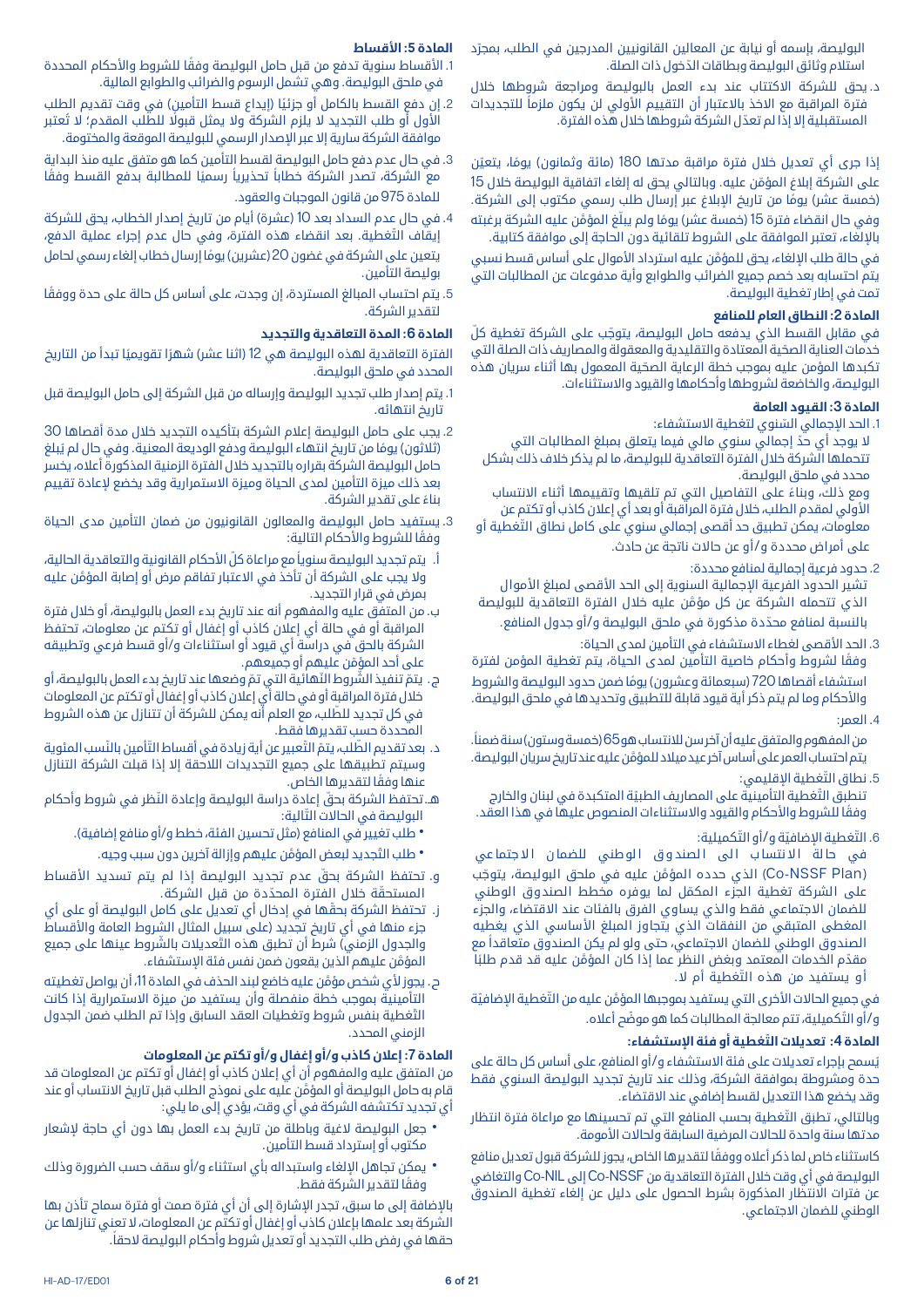البوليصة، بإسمه أو نيابة عن المعالين القانونيين المدرجين في الطلب، بمجرّد استلام وثائق البوليصة وبطاقات الدّخول ذات الصلة.

د. يحق للشركة الاكتتاب عند بدء العمل بالبوليصة ومراجعة شروطها خلال فترة المراقبة مع الاخذ بالاعتبار أن التقييم الأولي لن يكون ملزماً للتجديدات المستقبلية إلا إذا لم تعدّل الشركة شروطها خلال هذه الفترة.

إذا جرى أي تعديل خلال فترة مراقبة مدتها 180 (مائة وثمانون) يومًا، يتعيّن على الشركة إبلاغ المؤمّن عليه. وبالتالي يحق له إلغاء اتفاقية البوليصة خلال 15 (خمسة عشر) يومًا من تاريخ الإبلاغ عبر إرسال طلب رسمي مكتوب إلى الشركة. وفي حال انقضاء فترة 15 (خمسة عشر) يومًا ولم يبلّغ المؤمّن عليه الشركة برغبته بالإلغاء، تعتبر الموافقة على الشروط تلقائية دون الحاجة إلى موافقة كتابية.

في حالة طلب الإلغاء، يحق للمؤمّن عليه استرداد الأموال على أساس قسط نسبي يتم احتسابه بعد خصم جميع الضرائب والطوابع وأية مدفوعات عن المطالبات التي تمت في إطار تغطية البوليصة.

## المادة 2: النطاق العام للمنافع

في مقابل القسط الذي يدفعه حامل البوليصة، يتوجّب على الشركة تغطية كلّ خدمات العناية الصحّية المعتادة والتقليدية والمعقولة والمصاريف ذات الصلة التي تكبدها المؤمن عليه بموجب خطة الرعاية الصحّية المعمول بها أثناء سريان هذه البوليصة، والخاضعة لشروطها وأحكامها والقيود والاستثناءات.

## المادة 3: القيود العامة

1. الحد الإجمالي السّنوي لتغطية الاستشفاء:

لا يوجد أي حدّ إجمالي سنوي مالي فيما يتعلق بمبلغ المطالبات التي تتحملها الشركة خلال الفترة التعاقدية للبوليصة، ما لم يذكر خلاف ذلك بشكل محدد في ملحق البوليصة.

ومع ذلك، وبناءً على التفاصيل التي تم تلقيها وتقييمها أثناء الانتساب الأولي لمقدم الطلب، خلال فترة المراقبة أو بعد أي إعلان كاذب أو تكتم عن معلومات، يمكن تطبيق حد أقصى إجمالي سنوي على كامل نطاق التّغطية أو على أمراض محددة و/أو عن حالات ناتجة عن حادث.

2. حدود فرعية إجمالية لمنافع محددة:

تشير الحدود الفرعية الإجمالية السنوية إلى الحد الأقصى لمبلغ الأموال الذي تتحمله الشركة عن كل مؤمّن عليه خلال الفترة التعاقدية للبوليصة بالنسبة لمنافع محدّدة مذكورة في ملحق البوليصة و/أو جدول المنافع.

3. الحد الأقصى لغطاء الاستشفاء في التأمين لمدى الحياة:

وفقًا لشروط وأحكام خاصية التأمين لمدى الحياة، يتم تغطية المؤمن لفترة استشفاء أقصاها 720 (سبعمائة وعشرون) يومًا ضمن حدود البوليصة والشروط والأحكام وما لم يتم ذكر أية قيود قابلة للتطبيق وتحديدها في ملحق البوليصة.

4. العمر:

من المفهوم والمتفق عليه أن آخرسن للانتساب هو 65 (خمسة وستون) سنة ضمناً. يتم احتساب العمر على أساس آخر عيد ميلاد للمؤمّن عليه عند تاريخ سريان البوليصة.

5. نطاق التّغطية الإقليمي:

تنطبق التّغطية التأمينيّة على المصاريف الطبيّة المتكبدة في لبنان والخارج وفقًا للشروط والأحكام والقيود والاستثناءات المنصوص عليها في هذا العقد.

6. التّغطية الإضافيّة و/أو التّكميلية:

في حالة الانتساب الى الصندوق الوطني للضمان الاجتماعي (Co-NSSF Plan) الذي حدده المؤمّن عليه في ملحق البوليصة، يتوجّب على الشركة تغطية الجزء المكمّل لما يوفره مخطط الصندوق الوطني للضمان الاجتماعي فقط والذي يساوي الفرق بالفئات عند الاقتضاء، والجزء المغطى المتبقي من النفقات الذي يتجاوز المبلغ الأساسي الذي يغطيه الصندوق الوطني للضمان الاجتماعي، حتى ولو لم يكن الصندوق متعاقداً مع مقدّم الخدمات المعتمد وبغض النظر عما إذا كان المؤمّن عليه قد قدم طلبًا أو يستفيد من هذه التّغطية أم لا.

في جميع الحالات الأخرى التي يستفيد بموجبها المؤمَّن عليه من التّغطية الإضافيّة و/أو التّكميلية، تتم معالجة المطالبات كما هو موضّح أعلاه.

## المادة 4: تعديلات التّغطية أو فئة الإستشفاء:

يُسمح بإجراء تعديلات على فئة الاستشفاء و/أو المنافع، على أساس كل حالة على حدة ومشروطة بموافقة الشركة، وذلك عند تاريخ تجديد البوليصة السنوي فقط وقد يخضع هذا التعديل لقسط إضافي عند الاقتضاء.

وبالتالي، تطبق التّغطية بحسب المنافع التي تم تحسينها مع مراعاة فترة انتظار مدتها سنة واحدة للحالات المرضية السابقة ولحالات الأمومة.

كاستثناء خاص لما ذكر أعلاه ووفقًا لتقديرها الخاص، يجوز للشركة قبول تعديل منافع البوليصة في أي وقت خلال الفترة التعاقدية من Co-NSSF إلى Co-NIL والتغاضي عن فترات الانتظار المذكورة بشرط الحصول على دليل عن إلغاء تغطية الصندوق الوطني للضمان الاجتماعي.

## المادة 5: الأقساط

1. الأقساط سنوية تدفع من قبل حامل البوليصة وفقًا للشروط والأحكام المحددة في ملحق البوليصة. وهي تشمل الرسوم والضرائب والطوابع المالية.
2. إن دفع القسط بالكامل أو جزئيًا (إيداع قسط التأمين) في وقت تقديم الطلب الأول أو طلب التجديد لا يلزم الشركة ولا يمثل قبولًا للطلب المقدم؛ لا تُعتبر موافقة الشركة سارية إلا عبر الإصدار الرسمي للبوليصة الموقعة والمختومة.
3. في حال عدم دفع حامل البوليصة لقسط التأمين كما هو متفق عليه منذ البداية مع الشركة، تصدر الشركة خطاباً تحذيرياً رسميًا للمطالبة بدفع القسط وفقًا للمادة 975 من قانون الموجبات والعقود.
4. في حال عدم السداد بعد 10 (عشرة) أيام من تاريخ إصدار الخطاب، يحق للشركة إيقاف التّغطية. بعد انقضاء هذه الفترة، وفي حال عدم إجراء عملية الدفع، يتعين على الشركة في غضون 20 (عشرين) يومًا إرسال خطاب إلغاء رسمي لحامل بوليصة التأمين.
5. يتم احتساب المبالغ المستردة، إن وجدت، على أساس كل حالة على حدة ووفقًا لتقدير الشركة.

## المادة 6: المدة التعاقدية والتجديد

الفترة التعاقدية لهذه البوليصة هي 12 (اثنا عشر) شهرًا تقويميًا تبدأ من التاريخ المحدد في ملحق البوليصة.

1. يتم إصدار طلب تجديد البوليصة وإرساله من قبل الشركة إلى حامل البوليصة قبل تاريخ انتهائه.
2. يجب على حامل البوليصة إعلام الشركة بتأكيده التجديد خلال مدة أقصاها 30 (ثلاثون) يومًا من تاريخ انتهاء البوليصة ودفع الوديعة المعنية. وفي حال لم يُبلغ حامل البوليصة الشركة بقراره بالتجديد خلال الفترة الزمنية المذكورة أعلاه، يخسر بعد ذلك ميزة التأمين لمدى الحياة وميزة الاستمرارية وقد يخضع لإعادة تقييم بناءً على تقدير الشركة.
3. يستفيد حامل البوليصة والمعالون القانونيون من ضمان التأمين مدى الحياة وفقًا للشروط والأحكام التالية:

أ. يتم تجديد البوليصة سنوياً مع مراعاة كلّ الأحكام القانونية والتعاقدية الحالية، ولا يجب على الشركة أن تأخذ في الاعتبار تفاقم مرض أو إصابة المؤمّن عليه بمرض في قرار التجديد.

ب. من المتفق عليه والمفهوم أنه عند تاريخ بدء العمل بالبوليصة، أو خلال فترة المراقبة أو في حالة أي إعلان كاذب أو إغفال أو تكتم عن معلومات، تحتفظ الشركة بالحق في دراسة أي قيود أو استثناءات و/أو قسط فرعي وتطبيقه على أحد المؤمّن عليهم أو جميعهم.

ج. يتمّ تنفيذ الشّروط النّهائية التي تمّ وضعها عند تاريخ بدء العمل بالبوليصة، أو خلال فترة المراقبة أو في حالة أي إعلان كاذب أو إغفال أو تكتم عن المعلومات في كل تجديد للطّلب، مع العلم أنه يمكن للشركة أن تتنازل عن هذه الشروط المحددة حسب تقديرها فقط.

د. بعد تقديم الطّلب، يتمّ التّعبير عن أية زيادة في أقساط التّأمين بالنّسب المئوية وسيتم تطبيقها على جميع التجديدات اللاحقة إلا إذا قبلت الشركة التنازل عنها وفقًا لتقديرها الخاص.

هـ. تحتفظ الشركة بحقّ إعادة دراسة البوليصة وإعادة النّظر في شروط وأحكام البوليصة في الحالات التّالية:

- طلب تغيير في المنافع (مثل تحسين الفئة، خطط و/أو منافع إضافية).
- طلب التّجديد لبعض المؤمّن عليهم وإزالة آخرين دون سبب وجيه.

و. تحتفظ الشركة بحقّ عدم تجديد البوليصة إذا لم يتم تسديد الأقساط المستحقّة خلال الفترة المحدّدة من قبل الشركة.

ز. تحتفظ الشركة بحقّها في إدخال أي تعديل على كامل البوليصة أو على أي جزء منها في أي تاريخ تجديد (على سبيل المثال الشروط العامة والأقساط والجدول الزمني) شرط أن تطبق هذه التّعديلات بالشّروط عينها على جميع المؤمّن عليهم الذين يقعون ضمن نفس فئة الإستشفاء.

ح. يجوز لأي شخص مؤمّن عليه خاضع لبند الحذف في المادة 11، أن يواصل تغطيته التأمينية بموجب خطة منفصلة وأن يستفيد من ميزة الاستمرارية إذا كانت التّغطية بنفس شروط وتغطيات العقد السابق وإذا تم الطلب ضمن الجدول الزمني المحدد.

## المادة 7: إعلان كاذب و/أو إغفال و/أو تكتم عن المعلومات

من المتفق عليه والمفهوم أن أي إعلان كاذب أو إغفال أو تكتم عن المعلومات قد قام به حامل البوليصة أو المؤمّن عليه على نموذج الطلب قبل تاريخ الانتساب أو عند أي تجديد تكتشفه الشركة في أي وقت، يؤدي إلى ما يلي:

- جعل البوليصة لاغية وباطلة من تاريخ بدء العمل بها دون أي حاجة لإشعار مكتوب أو إسترداد قسط التأمين.
- يمكن تجاهل الإلغاء واستبداله بأي استثناء و/أو سقف حسب الضرورة وذلك وفقًا لتقدير الشركة فقط.

بالإضافة إلى ما سبق، تجدر الإشارة إلى أن أي فترة صمت أو فترة سماح تأذن بها الشركة بعد علمها بإعلان كاذب أو إغفال أو تكتم عن المعلومات، لا تعني تنازلها عن حقها في رفض طلب التجديد أو تعديل شروط وأحكام البوليصة لاحقاً.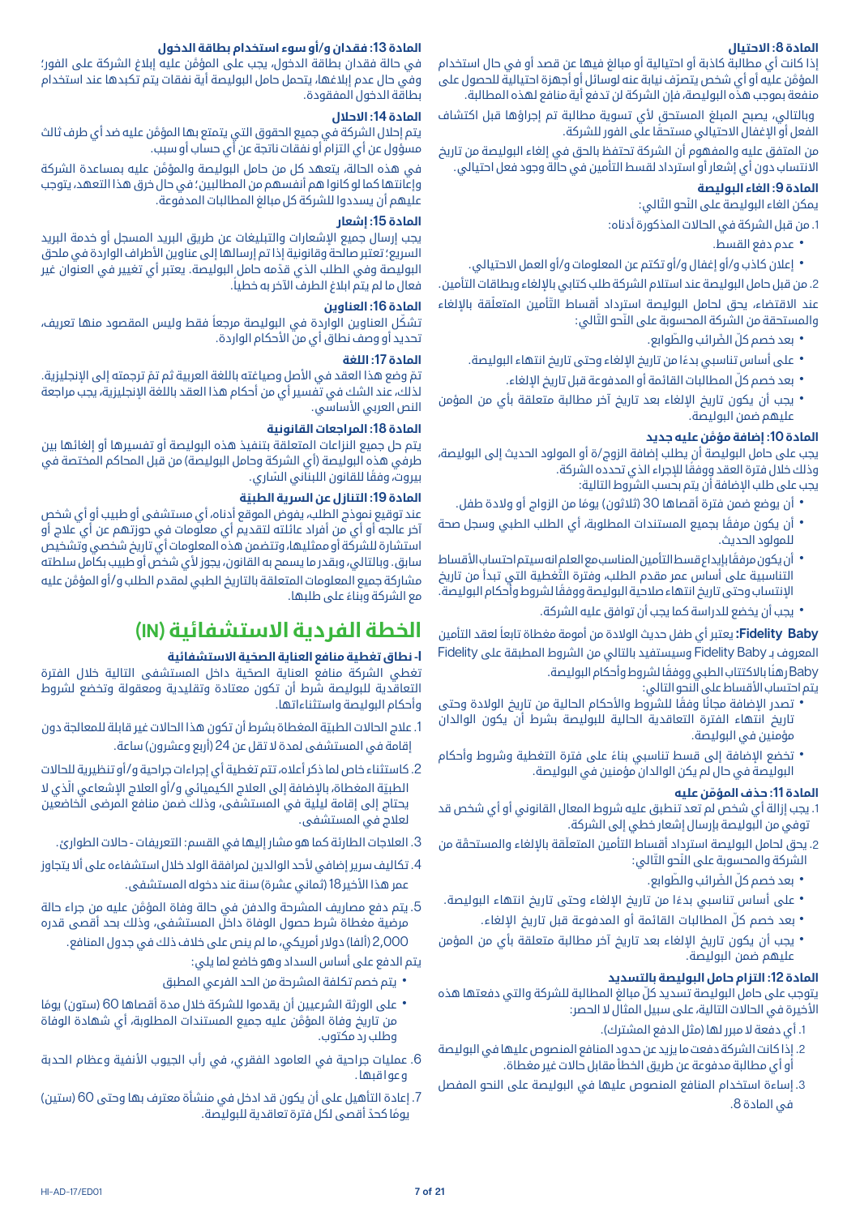### المادة 8: الاحتيال

إذا كانت أي مطالبة كاذبة أو احتيالية أو مبالغ فيها عن قصد أو في حال استخدام المؤمّن عليه أو أي شخص يتصرّف نيابة عنه لوسائل أو أجهزة احتيالية للحصول على منفعة بموجب هذه البوليصة، فإن الشركة لن تدفع أية منافع لهذه المطالبة.

وبالتالي، يصبح المبلغ المستحق لأي تسوية مطالبة تم إجراؤها قبل اكتشاف الفعل أو الإغفال الاحتيالي مستحقًا على الفور للشركة.

من المتفق عليه والمفهوم أن الشركة تحتفظ بالحق في إلغاء البوليصة من تاريخ الانتساب دون أي إشعار أو استرداد لقسط التأمين في حالة وجود فعل احتيالي.

### المادة 9: الغاء البوليصة

يمكن الغاء البوليصة على النّحو التّالي:

1. من قبل الشركة في الحالات المذكورة أدناه:
   - عدم دفع القسط.
   - إعلان كاذب و/أو إغفال و/أو تكتم عن المعلومات و/أو العمل الاحتيالي.
2. من قبل حامل البوليصة عند استلام الشركة طلب كتابي بالإلغاء وبطاقات التأمين.

عند الاقتضاء، يحق لحامل البوليصة استرداد أقساط التّأمين المتعلّقة بالإلغاء والمستحقة من الشركة والمحسوبة على النّحو التّالي:

- بعد خصم كلّ الضّرائب والطّوابع.
- على أساس تناسبي بدءًا من تاريخ الإلغاء وحتى تاريخ انتهاء البوليصة.
- بعد خصم كلّ المطالبات القائمة أو المدفوعة قبل تاريخ الإلغاء.
- يجب أن يكون تاريخ الإلغاء بعد تاريخ آخر مطالبة متعلقة بأي من المؤمن عليهم ضمن البوليصة.

### المادة 10: إضافة مؤمّن عليه جديد

يجب على حامل البوليصة أن يطلب إضافة الزوج/ة أو المولود الحديث إلى البوليصة، وذلك خلال فترة العقد ووفقًا للإجراء الذي تحدده الشركة.
يجب على طلب الإضافة أن يتم بحسب الشروط التالية:

- أن يوضع ضمن فترة أقصاها 30 (ثلاثون) يومًا من الزواج أو ولادة طفل.
- أن يكون مرفقًا بجميع المستندات المطلوبة، أي الطلب الطبي وسجل صحة للمولود الحديث.
- أن يكون مرفقًا بإيداع قسط التأمين المناسب مع العلم انه سيتم احتساب الأقساط التناسبية على أساس عمر مقدم الطلب، وفترة التّغطية التي تبدأ من تاريخ الإنتساب وحتى تاريخ انتهاء صلاحية البوليصة ووفقًا لشروط وأحكام البوليصة.
- يجب أن يخضع للدراسة كما يجب أن توافق عليه الشركة.

**Fidelity Baby:** يعتبر أي طفل حديث الولادة من أمومة مغطاة تابعاً لعقد التأمين المعروف بـ Fidelity Baby وسيستفيد بالتالي من الشروط المطبقة على Fidelity Baby رهنًا بالاكتتاب الطبي ووفقًا لشروط وأحكام البوليصة.
يتم احتساب الأقساط على النحو التالي:

- تصدر الإضافة مجانًا وفقًا للشروط والأحكام الحالية من تاريخ الولادة وحتى تاريخ انتهاء الفترة التعاقدية الحالية للبوليصة بشرط أن يكون الوالدان مؤمنين في البوليصة.
- تخضع الإضافة إلى قسط تناسبي بناءً على فترة التغطية وشروط وأحكام البوليصة في حال لم يكن الوالدان مؤمنين في البوليصة.

### المادة 11: حذف المؤمّن عليه

1. يجب إزالة أي شخص لم تعد تنطبق عليه شروط المعال القانوني أو أي شخص قد توفي من البوليصة بإرسال إشعار خطي إلى الشركة.
2. يحق لحامل البوليصة استرداد أقساط التأمين المتعلّقة بالإلغاء والمستحقّة من الشركة والمحسوبة على النّحو التّالي:
   - بعد خصم كلّ الضّرائب والطّوابع.
   - على أساس تناسبي بدءًا من تاريخ الإلغاء وحتى تاريخ انتهاء البوليصة.
   - بعد خصم كلّ المطالبات القائمة أو المدفوعة قبل تاريخ الإلغاء.
   - يجب أن يكون تاريخ الإلغاء بعد تاريخ آخر مطالبة متعلقة بأي من المؤمن عليهم ضمن البوليصة.

### المادة 12: التزام حامل البوليصة بالتسديد

يتوجب على حامل البوليصة تسديد كلّ مبالغ المطالبة للشركة والتي دفعتها هذه الأخيرة في الحالات التالية، على سبيل المثال لا الحصر:

1. أي دفعة لا مبرر لها (مثل الدفع المشترك).
2. إذا كانت الشركة دفعت ما يزيد عن حدود المنافع المنصوص عليها في البوليصة أو أي مطالبة مدفوعة عن طريق الخطأ مقابل حالات غير مغطاة.
3. إساءة استخدام المنافع المنصوص عليها في البوليصة على النحو المفصل في المادة 8.

### المادة 13: فقدان و/أو سوء استخدام بطاقة الدخول

في حالة فقدان بطاقة الدخول، يجب على المؤمّن عليه إبلاغ الشركة على الفور؛ وفي حال عدم إبلاغها، يتحمل حامل البوليصة أية نفقات يتم تكبدها عند استخدام بطاقة الدخول المفقودة.

### المادة 14: الاحلال

يتم إحلال الشركة في جميع الحقوق التي يتمتع بها المؤمّن عليه ضد أي طرف ثالث مسؤول عن أي التزام أو نفقات ناتجة عن أي حساب أو سبب.

في هذه الحالة، يتعهد كل من حامل البوليصة والمؤمّن عليه بمساعدة الشركة وإعانتها كما لو كانوا هم أنفسهم من المطالبين؛ في حال خرق هذا التعهد، يتوجب عليهم أن يسددوا للشركة كل مبالغ المطالبات المدفوعة.

### المادة 15: إشعار

يجب إرسال جميع الإشعارات والتبليغات عن طريق البريد المسجل أو خدمة البريد السريع؛ تعتبر صالحة وقانونية إذا تم إرسالها إلى عناوين الأطراف الواردة في ملحق البوليصة وفي الطلب الذي قدّمه حامل البوليصة. يعتبر أي تغيير في العنوان غير فعال ما لم يتم ابلاغ الطرف الآخر به خطياً.

### المادة 16: العناوين

تشكّل العناوين الواردة في البوليصة مرجعاً فقط وليس المقصود منها تعريف، تحديد أو وصف نطاق أي من الأحكام الواردة.

### المادة 17: اللغة

تمّ وضع هذا العقد في الأصل وصياغته باللغة العربية ثم تمّ ترجمته إلى الإنجليزية. لذلك، عند الشك في تفسير أي من أحكام هذا العقد باللغة الإنجليزية، يجب مراجعة النص العربي الأساسي.

### المادة 18: المراجعات القانونية

يتم حل جميع النزاعات المتعلقة بتنفيذ هذه البوليصة أو تفسيرها أو إلغائها بين طرفي هذه البوليصة (أي الشركة وحامل البوليصة) من قبل المحاكم المختصة في بيروت، وفقًا للقانون اللبناني السّاري.

### المادة 19: التنازل عن السرية الطبية

عند توقيع نموذج الطلب، يفوض الموقع أدناه، أي مستشفى أو طبيب أو أي شخص آخر عالجه أو أي من أفراد عائلته لتقديم أي معلومات في حوزتهم عن أي علاج أو استشارة للشركة أو ممثليها، وتتضمن هذه المعلومات أي تاريخ شخصي وتشخيص سابق. وبالتالي، وبقدر ما يسمح به القانون، يجوز لأي شخص أو طبيب بكامل سلطته مشاركة جميع المعلومات المتعلقة بالتاريخ الطبي لمقدم الطلب و/أو المؤمّن عليه مع الشركة وبناءً على طلبها.

# الخطة الفردية الاستشفائية (IN)

### ا- نطاق تغطية منافع العناية الصحية الاستشفائية

تغطي الشركة منافع العناية الصحية داخل المستشفى التالية خلال الفترة التعاقدية للبوليصة شرط أن تكون معتادة وتقليدية ومعقولة وتخضع لشروط وأحكام البوليصة واستثناءاتها.

1. علاج الحالات الطبيّة المغطاة بشرط أن تكون هذا الحالات غير قابلة للمعالجة دون إقامة في المستشفى لمدة لا تقل عن 24 (أربع وعشرون) ساعة.
2. كاستثناء خاص لما ذكر أعلاه، تتم تغطية أي إجراءات جراحية و/أو تنظيرية للحالات الطبيّة المغطاة، بالإضافة إلى العلاج الكيميائي و/أو العلاج الإشعاعي الّذي لا يحتاج إلى إقامة ليلية في المستشفى، وذلك ضمن منافع المرضى الخاضعين لعلاج في المستشفى.
3. العلاجات الطارئة كما هو مشار إليها في القسم: التعريفات - حالات الطوارئ.
4. تكاليف سرير إضافي لأحد الوالدين لمرافقة الولد خلال استشفاءه على ألا يتجاوز عمر هذا الأخير 18 (ثماني عشرة) سنة عند دخوله المستشفى.
5. يتم دفع مصاريف المشرحة والدفن في حالة وفاة المؤمّن عليه من جراء حالة مرضية مغطاة شرط حصول الوفاة داخل المستشفى، وذلك بحد أقصى قدره 2,000 (ألفا) دولار أمريكي، ما لم ينص على خلاف ذلك في جدول المنافع.

   يتم الدفع على أساس السداد وهو خاضع لما يلي:
   - يتم خصم تكلفة المشرحة من الحد الفرعي المطبق
   - على الورثة الشرعيين أن يقدموا للشركة خلال مدة أقصاها 60 (ستون) يومًا من تاريخ وفاة المؤمّن عليه جميع المستندات المطلوبة، أي شهادة الوفاة وطلب رد مكتوب.
6. عمليات جراحية في العامود الفقري، في رأب الجيوب الأنفية وعظام الحدبة وعواقبها .
7. إعادة التأهيل على أن يكون قد ادخل في منشأة معترف بها وحتى 60 (ستين) يومًا كحدّ أقصى لكل فترة تعاقدية للبوليصة.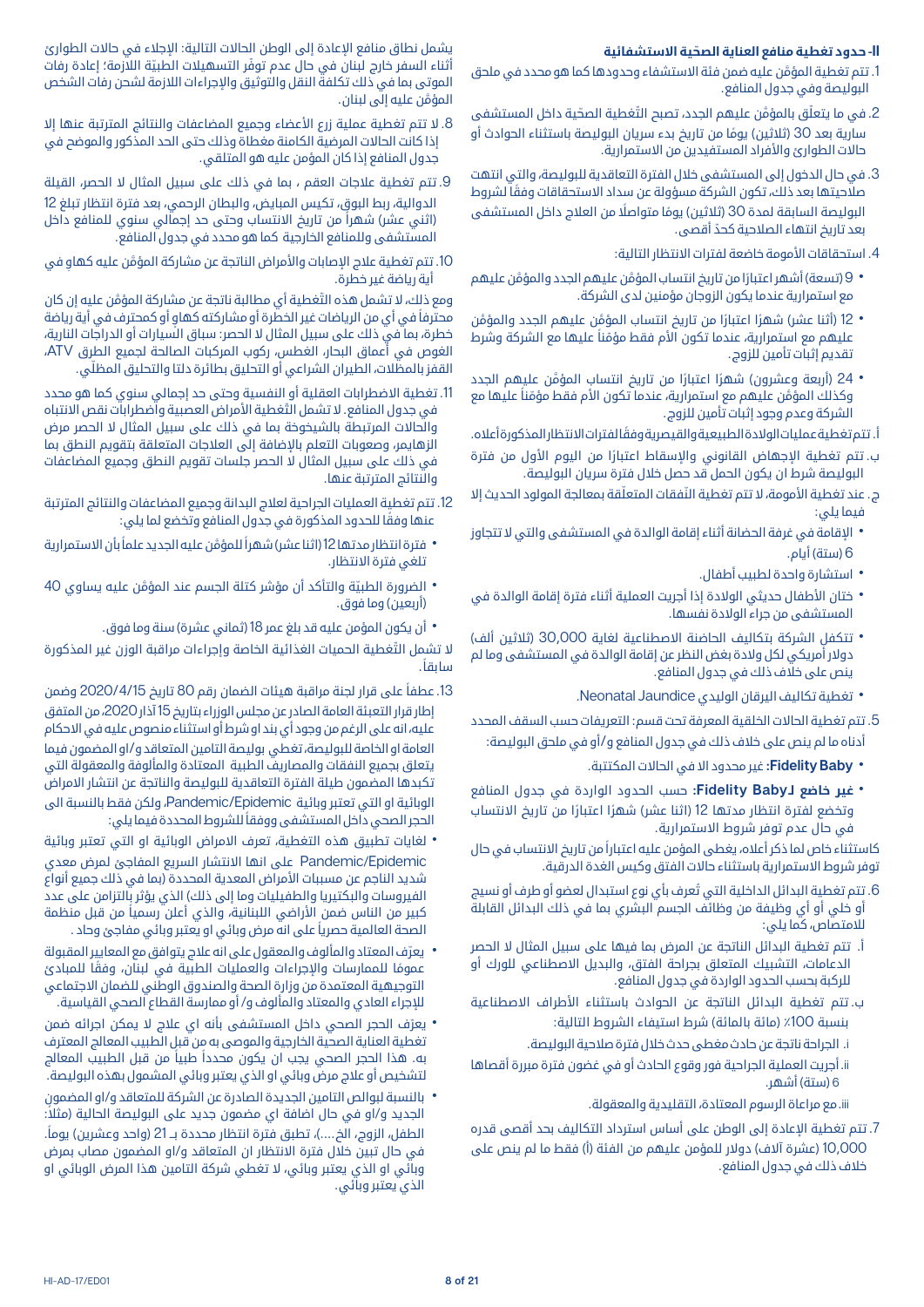### II- حدود تغطية منافع العناية الصحّية الاستشفائية

1. تتم تغطية المؤمّن عليه ضمن فئة الاستشفاء وحدودها كما هو محدد في ملحق البوليصة وفي جدول المنافع.
2. في ما يتعلّق بالمؤمّن عليهم الجدد، تصبح التّغطية الصحّية داخل المستشفى سارية بعد 30 (ثلاثين) يومًا من تاريخ بدء سريان البوليصة باستثناء الحوادث أو حالات الطوارئ والأفراد المستفيدين من الاستمرارية.
3. في حال الدخول إلى المستشفى خلال الفترة التعاقدية للبوليصة، والتي انتهت صلاحيتها بعد ذلك، تكون الشركة مسؤولة عن سداد الاستحقاقات وفقًا لشروط البوليصة السابقة لمدة 30 (ثلاثين) يومًا متواصلًا من العلاج داخل المستشفى بعد تاريخ انتهاء الصلاحية كحدّ أقصى.
4. استحقاقات الأمومة خاضعة لفترات الانتظار التالية:
   - 9 (تسعة) أشهر اعتبارًا من تاريخ انتساب المؤمّن عليهم الجدد والمؤمّن عليهم مع استمرارية عندما يكون الزوجان مؤمنين لدى الشركة.
   - 12 (أثنا عشر) شهرًا اعتبارًا من تاريخ انتساب المؤمّن عليهم الجدد والمؤمّن عليهم مع استمرارية، عندما تكون الأم فقط مؤمّناً عليها مع الشركة وشرط تقديم إثبات تأمين للزوج.
   - 24 (أربعة وعشرون) شهرًا اعتبارًا من تاريخ انتساب المؤمّن عليهم الجدد وكذلك المؤمّن عليهم مع استمرارية، عندما تكون الأم فقط مؤمّناً عليها مع الشركة وعدم وجود إثبات تأمين للزوج.

   أ. تتم تغطية عمليات الولادة الطبيعية والقيصرية وفقًا لفترات الانتظار المذكورة أعلاه.

   ب. تتم تغطية الإجهاض القانوني والإسقاط اعتبارًا من اليوم الأول من فترة البوليصة شرط ان يكون الحمل قد حصل خلال فترة سريان البوليصة.

   ج. عند تغطية الأمومة، لا تتم تغطية النّفقات المتعلّقة بمعالجة المولود الحديث إلا فيما يلي:
   - الإقامة في غرفة الحضانة أثناء إقامة الوالدة في المستشفى والتي لا تتجاوز 6 (ستة) أيام.
   - استشارة واحدة لطبيب أطفال.
   - ختان الأطفال حديثي الولادة إذا أجريت العملية أثناء فترة إقامة الوالدة في المستشفى من جراء الولادة نفسها.
   - تتكفل الشركة بتكاليف الحاضنة الاصطناعية لغاية 30,000 (ثلاثين ألف) دولار أمريكي لكل ولادة بغض النظر عن إقامة الوالدة في المستشفى وما لم ينص على خلاف ذلك في جدول المنافع.
   - تغطية تكاليف اليرقان الوليدي Neonatal Jaundice.
5. تتم تغطية الحالات الخلقية المعرفة تحت قسم: التعريفات حسب السقف المحدد أدناه ما لم ينص على خلاف ذلك في جدول المنافع و/أو في ملحق البوليصة:
   - **Fidelity Baby**: غير محدود الا في الحالات المكتتبة.
   - **غير خاضع لـFidelity Baby**: حسب الحدود الواردة في جدول المنافع وتخضع لفترة انتظار مدتها 12 (اثنا عشر) شهرًا اعتبارًا من تاريخ الانتساب في حال عدم توفر شروط الاستمرارية.

   كاستثناء خاص لما ذكر أعلاه، يغطى المؤمن عليه اعتباراً من تاريخ الانتساب في حال توفر شروط الاستمرارية باستثناء حالات الفتق وكيس الغدة الدرقية.
6. تتم تغطية البدائل الداخلية التي تُعرف بأي نوع استبدال لعضو أو طرف أو نسيج أو خلي أو أي وظيفة من وظائف الجسم البشري بما في ذلك البدائل القابلة للامتصاص، كما يلي:

   أ. تتم تغطية البدائل الناتجة عن المرض بما فيها على سبيل المثال لا الحصر الدعامات، التشبيك المتعلق بجراحة الفتق، والبديل الاصطناعي للورك أو للركبة بحسب الحدود الواردة في جدول المنافع.

   ب. تتم تغطية البدائل الناتجة عن الحوادث باستثناء الأطراف الاصطناعية بنسبة 100٪ (مائة بالمائة) شرط استيفاء الشروط التالية:

   i. الجراحة ناتجة عن حادث مغطى حدث خلال فترة صلاحية البوليصة.

   ii. أجريت العملية الجراحية فور وقوع الحادث أو في غضون فترة مبررة أقصاها 6 (ستة) أشهر.

   iii. مع مراعاة الرسوم المعتادة، التقليدية والمعقولة.
7. تتم تغطية الإعادة إلى الوطن على أساس استرداد التكاليف بحد أقصى قدره 10,000 (عشرة آلاف) دولار للمؤمن عليهم من الفئة (أ) فقط ما لم ينص على خلاف ذلك في جدول المنافع.

يشمل نطاق منافع الإعادة إلى الوطن الحالات التالية: الإجلاء في حالات الطوارئ أثناء السفر خارج لبنان في حال عدم توفّر التسهيلات الطبيّة اللازمة؛ إعادة رفات الموتى بما في ذلك تكلفة النقل والتوثيق والإجراءات اللازمة لشحن رفات الشخص المؤمّن عليه إلى لبنان.

8. لا تتم تغطية عملية زرع الأعضاء وجميع المضاعفات والنتائج المترتبة عنها إلا إذا كانت الحالات المرضية الكامنة مغطاة وذلك حتى الحد المذكور والموضح في جدول المنافع إذا كان المؤمن عليه هو المتلقي.
9. تتم تغطية علاجات العقم ، بما في ذلك على سبيل المثال لا الحصر، القيلة الدوالية، ربط البوق، تكيس المبايض، والبطان الرحمي، بعد فترة انتظار تبلغ 12 (اثني عشر) شهراً من تاريخ الانتساب وحتى حد إجمالي سنوي للمنافع داخل المستشفى وللمنافع الخارجية كما هو محدد في جدول المنافع.
10. تتم تغطية علاج الإصابات والأمراض الناتجة عن مشاركة المؤمّن عليه كهاوٍ في أية رياضة غير خطرة.

ومع ذلك، لا تشمل هذه التّغطية أي مطالبة ناتجة عن مشاركة المؤمّن عليه إن كان محترفاً في أي من الرياضات غير الخطرة أو مشاركته كهاوٍ أو كمحترف في أية رياضة خطرة، بما في ذلك على سبيل المثال لا الحصر: سباق السيارات أو الدراجات النارية، الغوص في أعماق البحار، الغطس، ركوب المركبات الصالحة لجميع الطرق ATV، القفز بالمظلات، الطيران الشراعي أو التحليق بطائرة دلتا والتحليق المظلّي.

11. تغطية الاضطرابات العقلية أو النفسية وحتى حد إجمالي سنوي كما هو محدد في جدول المنافع. لا تشمل التّغطية الأمراض العصبية واضطرابات نقص الانتباه والحالات المرتبطة بالشيخوخة بما في ذلك على سبيل المثال لا الحصر مرض الزهايمر، وصعوبات التعلم بالإضافة إلى العلاجات المتعلقة بتقويم النطق بما في ذلك على سبيل المثال لا الحصر جلسات تقويم النطق وجميع المضاعفات والنتائج المترتبة عنها.
12. تتم تغطية العمليات الجراحية لعلاج البدانة وجميع المضاعفات والنتائج المترتبة عنها وفقًا للحدود المذكورة في جدول المنافع وتخضع لما يلي:
    - فترة انتظار مدتها 12 (اثنا عشر) شهراً للمؤمّن عليه الجديد علماً بأن الاستمرارية تلغي فترة الانتظار.
    - الضرورة الطبيّة والتأكد أن مؤشر كتلة الجسم عند المؤمّن عليه يساوي 40 (أربعين) وما فوق.
    - أن يكون المؤمن عليه قد بلغ عمر 18 (ثماني عشرة) سنة وما فوق.

لا تشمل التّغطية الحميات الغذائية الخاصة وإجراءات مراقبة الوزن غير المذكورة سابقاً.

13. عطفاً على قرار لجنة مراقبة هيئات الضمان رقم 80 تاريخ 2020/4/15 وضمن إطار قرار التعبئة العامة الصادر عن مجلس الوزراء بتاريخ 15 آذار 2020، من المتفق عليه، انه على الرغم من وجود أي بند او شرط أو استثناء منصوص عليه في الاحكام العامة او الخاصة للبوليصة، تغطي بوليصة التامين المتعاقد و/او المضمون فيما يتعلق بجميع النفقات والمصاريف الطبية المعتادة والمألوفة والمعقولة التي تكبدها المضمون طيلة الفترة التعاقدية للبوليصة والناتجة عن انتشار الامراض الوبائية او التي تعتبر وبائية Pandemic/Epidemic، ولكن فقط بالنسبة الى الحجر الصحي داخل المستشفى ووفقاً للشروط المحددة فيما يلي:
    - لغايات تطبيق هذه التغطية، تعرف الامراض الوبائية او التي تعتبر وبائية Pandemic/Epidemic على انها الانتشار السريع المفاجئ لمرض معدي شديد الناجم عن مسببات الأمراض المعدية المحددة (بما في ذلك جميع أنواع الفيروسات والبكتيريا والطفيليات وما إلى ذلك) الذي يؤثر بالتزامن على عدد كبير من الناس ضمن الأراضي اللبنانية، والذي أعلن رسمياً من قبل منظمة الصحة العالمية حصرياً على انه مرض وبائي او يعتبر وبائي مفاجئ وحاد .
    - يعرّف المعتاد والمألوف والمعقول على انه علاج يتوافق مع المعايير المقبولة عمومًا للممارسات والإجراءات والعمليات الطبية في لبنان، وفقًا للمبادئ التوجيهية المعتمدة من وزارة الصحة والصندوق الوطني للضمان الاجتماعي للإجراء العادي والمعتاد والمألوف و/ أو ممارسة القطاع الصحي القياسية.
    - يعرّف الحجر الصحي داخل المستشفى بأنه اي علاج لا يمكن اجرائه ضمن تغطية العناية الصحية الخارجية والموصى به من قبل الطبيب المعالج المعترف به. هذا الحجر الصحي يجب ان يكون محدداً طبياً من قبل الطبيب المعالج لتشخيص أو علاج مرض وبائي او الذي يعتبر وبائي المشمول بهذه البوليصة.
    - بالنسبة لبوالص التامين الجديدة الصادرة عن الشركة للمتعاقد و/او المضمون الجديد و/او في حال اضافة اي مضمون جديد على البوليصة الحالية (مثلا: الطفل، الزوج، الخ....)، تطبق فترة انتظار محددة بـ 21 (واحد وعشرين) يوماً. في حال تبين خلال فترة الانتظار ان المتعاقد و/او المضمون مصاب بمرض وبائي او الذي يعتبر وبائي، لا تغطي شركة التامين هذا المرض الوبائي او الذي يعتبر وبائي.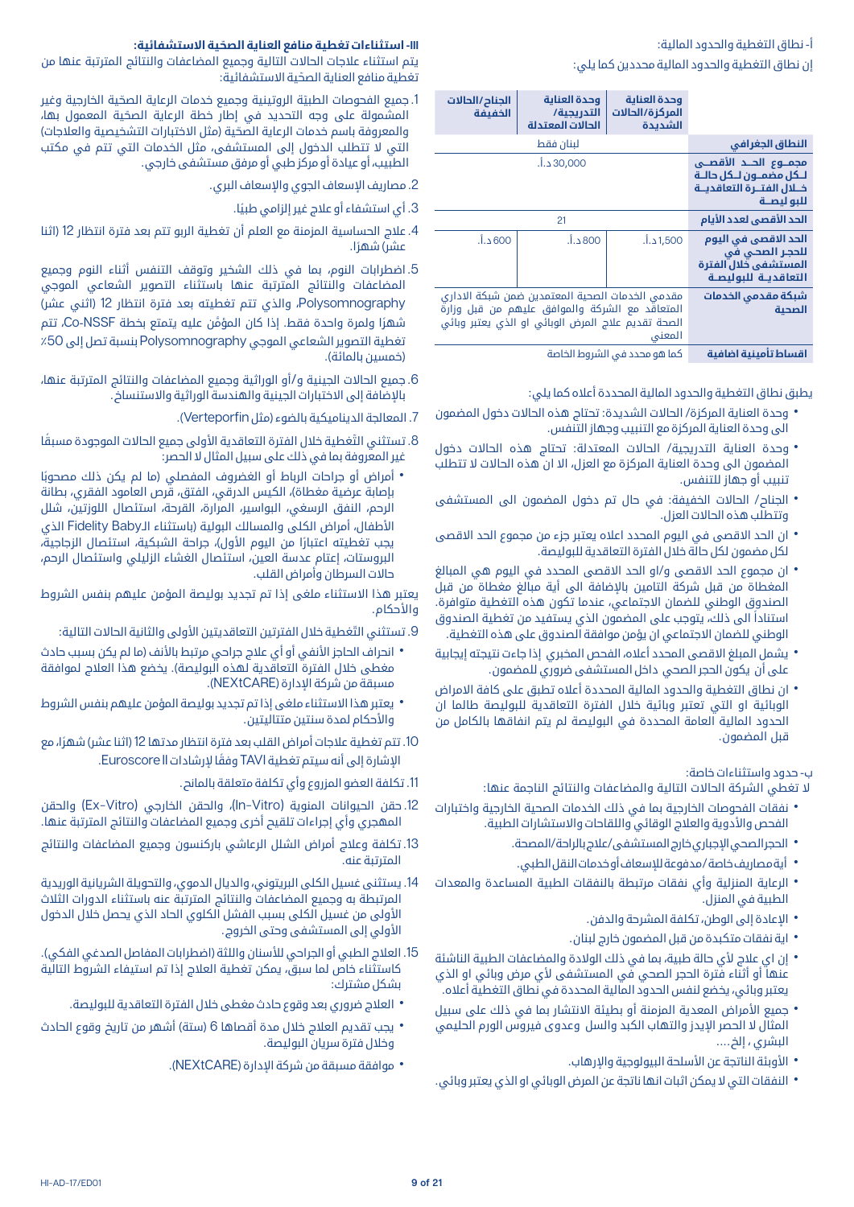أ- نطاق التغطية والحدود المالية:

إن نطاق التغطية والحدود المالية محددين كما يلي:

| | وحدة العناية المركزة/الحالات الشديدة | وحدة العناية التدريجية/ الحالات المعتدلة | الجناح/الحالات الخفيفة |
|---|---|---|---|
| **النطاق الجغرافي** | لبنان فقط | | |
| **مجموع الحد الأقصى لكل مضمون لكل حالة خلال الفترة التعاقدية للبوليصة** | 30,000 د.أ. | | |
| **الحد الأقصى لعدد الأيام** | 21 | | |
| **الحد الاقصى في اليوم للحجر الصحي في المستشفى خلال الفترة التعاقدية للبوليصة** | 1,500 د.أ. | 800 د.أ. | 600 د.أ. |
| **شبكة مقدمي الخدمات الصحية** | مقدمي الخدمات الصحية المعتمدين ضمن شبكة الاداري المتعاقد مع الشركة والموافق عليهم من قبل وزارة الصحة تقديم علاج المرض الوبائي او الذي يعتبر وبائي المعني | | |
| **اقساط تأمينية اضافية** | كما هو محدد في الشروط الخاصة | | |

يطبق نطاق التغطية والحدود المالية المحددة أعلاه كما يلي:

- وحدة العناية المركزة/ الحالات الشديدة: تحتاج هذه الحالات دخول المضمون الى وحدة العناية المركزة مع التنبيب وجهاز التنفس.
- وحدة العناية التدريجية/ الحالات المعتدلة: تحتاج هذه الحالات دخول المضمون الى وحدة العناية المركزة مع العزل، الا ان هذه الحالات لا تتطلب تنبيب أو جهاز للتنفس.
- الجناح/ الحالات الخفيفة: في حال تم دخول المضمون الى المستشفى وتتطلب هذه الحالات العزل.
- ان الحد الاقصى في اليوم المحدد اعلاه يعتبر جزء من مجموع الحد الاقصى لكل مضمون لكل حالة خلال الفترة التعاقدية للبوليصة.
- ان مجموع الحد الاقصى و/او الحد الاقصى المحدد في اليوم هي المبالغ المغطاة من قبل شركة التامين بالإضافة الى أية مبالغ مغطاة من قبل الصندوق الوطني للضمان الاجتماعي، عندما تكون هذه التغطية متوافرة. استناداً الى ذلك، يتوجب على المضمون الذي يستفيد من تغطية الصندوق الوطني للضمان الاجتماعي ان يؤمن موافقة الصندوق على هذه التغطية.
- يشمل المبلغ الاقصى المحدد أعلاه، الفحص المخبري إذا جاءت نتيجته إيجابية على أن يكون الحجر الصحي داخل المستشفى ضروري للمضمون.
- ان نطاق التغطية والحدود المالية المحددة أعلاه تطبق على كافة الامراض الوبائية او التي تعتبر وبائية خلال الفترة التعاقدية للبوليصة طالما ان الحدود المالية العامة المحددة في البوليصة لم يتم انفاقها بالكامل من قبل المضمون.

ب- حدود واستثناءات خاصة:

لا تغطي الشركة الحالات التالية والمضاعفات والنتائج الناجمة عنها:

- نفقات الفحوصات الخارجية بما في ذلك الخدمات الصحية الخارجية واختبارات الفحص والأدوية والعلاج الوقائي واللقاحات والاستشارات الطبية.
- الحجر الصحي الإجباري خارج المستشفى/علاج بالراحة/المصحة.
- أية مصاريف خاصة/مدفوعة للإسعاف أو خدمات النقل الطبي.
- الرعاية المنزلية وأي نفقات مرتبطة بالنفقات الطبية المساعدة والمعدات الطبية في المنزل.
- الإعادة إلى الوطن، تكلفة المشرحة والدفن.
- اية نفقات متكبدة من قبل المضمون خارج لبنان.
- إن اي علاج لأي حالة طبية، بما في ذلك الولادة والمضاعفات الطبية الناشئة عنها أو أثناء فترة الحجر الصحي في المستشفى لأي مرض وبائي او الذي يعتبر وبائي، يخضع لنفس الحدود المالية المحددة في نطاق التغطية أعلاه.
- جميع الأمراض المعدية المزمنة أو بطيئة الانتشار بما في ذلك على سبيل المثال لا الحصر الإيدز والتهاب الكبد والسل وعدوى فيروس الورم الحليمي البشري ، إلخ....
- الأوبئة الناتجة عن الأسلحة البيولوجية والإرهاب.
- النفقات التي لا يمكن اثبات انها ناتجة عن المرض الوبائي او الذي يعتبر وبائي.

**III- استثناءات تغطية منافع العناية الصحيّة الاستشفائية:**

يتم استثناء علاجات الحالات التالية وجميع المضاعفات والنتائج المترتبة عنها من تغطية منافع العناية الصحيّة الاستشفائية:

1. جميع الفحوصات الطبيّة الروتينية وجميع خدمات الرعاية الصحّية الخارجية وغير المشمولة على وجه التحديد في إطار خطة الرعاية الصحّية المعمول بها، والمعروفة باسم خدمات الرعاية الصحّية (مثل الاختبارات التشخيصية والعلاجات) التي لا تتطلب الدخول إلى المستشفى، مثل الخدمات التي تتم في مكتب الطبيب، أو عيادة أو مركز طبي أو مرفق مستشفى خارجي.
2. مصاريف الإسعاف الجوي والإسعاف البري.
3. أي استشفاء أو علاج غير إلزامي طبيًا.
4. علاج الحساسية المزمنة مع العلم أن تغطية الربو تتم بعد فترة انتظار 12 (اثنا عشر) شهرًا.
5. اضطرابات النوم، بما في ذلك الشخير وتوقف التنفس أثناء النوم وجميع المضاعفات والنتائج المترتبة عنها باستثناء التصوير الشعاعي الموجي Polysomnography، والذي تتم تغطيته بعد فترة انتظار 12 (اثني عشر) شهرًا ولمرة واحدة فقط. إذا كان المؤمّن عليه يتمتع بخطة Co-NSSF، تتم تغطية التصوير الشعاعي الموجي Polysomnography بنسبة تصل إلى 50٪ (خمسين بالمائة).
6. جميع الحالات الجينية و/أو الوراثية وجميع المضاعفات والنتائج المترتبة عنها، بالإضافة إلى الاختبارات الجينية والهندسة الوراثية والاستنساخ.
7. المعالجة الديناميكية بالضوء (مثل Verteporfin).
8. تستثنى التّغطية خلال الفترة التعاقدية الأولى جميع الحالات الموجودة مسبقًا غير المعروفة بما في ذلك على سبيل المثال لا الحصر:
   - أمراض أو جراحات الرباط أو الغضروف المفصلي (ما لم يكن ذلك مصحوبًا بإصابة عرضية مغطاة)، الكيس الدرقي، الفتق، قرص العامود الفقري، بطانة الرحم، النفق الرسغي، البواسير، المرارة، القرحة، استئصال اللوزتين، شلل الأطفال، أمراض الكلى والمسالك البولية (باستثناء الـFidelity Baby الذي يجب تغطيته اعتبارًا من اليوم الأول)، جراحة الشبكية، استئصال الزجاجية، البروستات، إعتام عدسة العين، استئصال الغشاء الزليلي واستئصال الرحم، حالات السرطان وأمراض القلب.

   يعتبر هذا الاستثناء ملغى إذا تم تجديد بوليصة المؤمن عليهم بنفس الشروط والأحكام.
9. تستثنى التّغطية خلال الفترتين التعاقديتين الأولى والثانية الحالات التالية:
   - انحراف الحاجز الأنفي أو أي علاج جراحي مرتبط بالأنف (ما لم يكن بسبب حادث مغطى خلال الفترة التعاقدية لهذه البوليصة). يخضع هذا العلاج لموافقة مسبقة من شركة الإدارة (NEXtCARE).
   - يعتبر هذا الاستثناء ملغى إذا تم تجديد بوليصة المؤمن عليهم بنفس الشروط والأحكام لمدة سنتين متتاليتين.
10. تتم تغطية علاجات أمراض القلب بعد فترة انتظار مدتها 12 (اثنا عشر) شهرًا، مع الإشارة إلى أنه سيتم تغطية TAVI وفقًا لإرشادات Euroscore II.
11. تكلفة العضو المزروع وأي تكلفة متعلقة بالمانح.
12. حقن الحيوانات المنوية (In-Vitro)، والحقن الخارجي (Ex-Vitro) والحقن المهجري وأي إجراءات تلقيح أخرى وجميع المضاعفات والنتائج المترتبة عنها.
13. تكلفة وعلاج أمراض الشلل الرعاشي باركنسون وجميع المضاعفات والنتائج المترتبة عنه.
14. يستثنى غسيل الكلى البريتوني، والديال الدموي، والتحويلة الشريانية الوريدية المرتبط به وجميع المضاعفات والنتائج المترتبة عنه باستثناء الدورات الثلاث الأولى من غسيل الكلى بسبب الفشل الكلوي الحاد الذي يحصل خلال الدخول الأولي إلى المستشفى وحتى الخروج.
15. العلاج الطبي أو الجراحي للأسنان واللثة (اضطرابات المفاصل الصدغي الفكي). كاستثناء خاص لما سبق، يمكن تغطية العلاج إذا تم استيفاء الشروط التالية بشكل مشترك:
   - العلاج ضروري بعد وقوع حادث مغطى خلال الفترة التعاقدية للبوليصة.
   - يجب تقديم العلاج خلال مدة أقصاها 6 (ستة) أشهر من تاريخ وقوع الحادث وخلال فترة سريان البوليصة.
   - موافقة مسبقة من شركة الإدارة (NEXtCARE).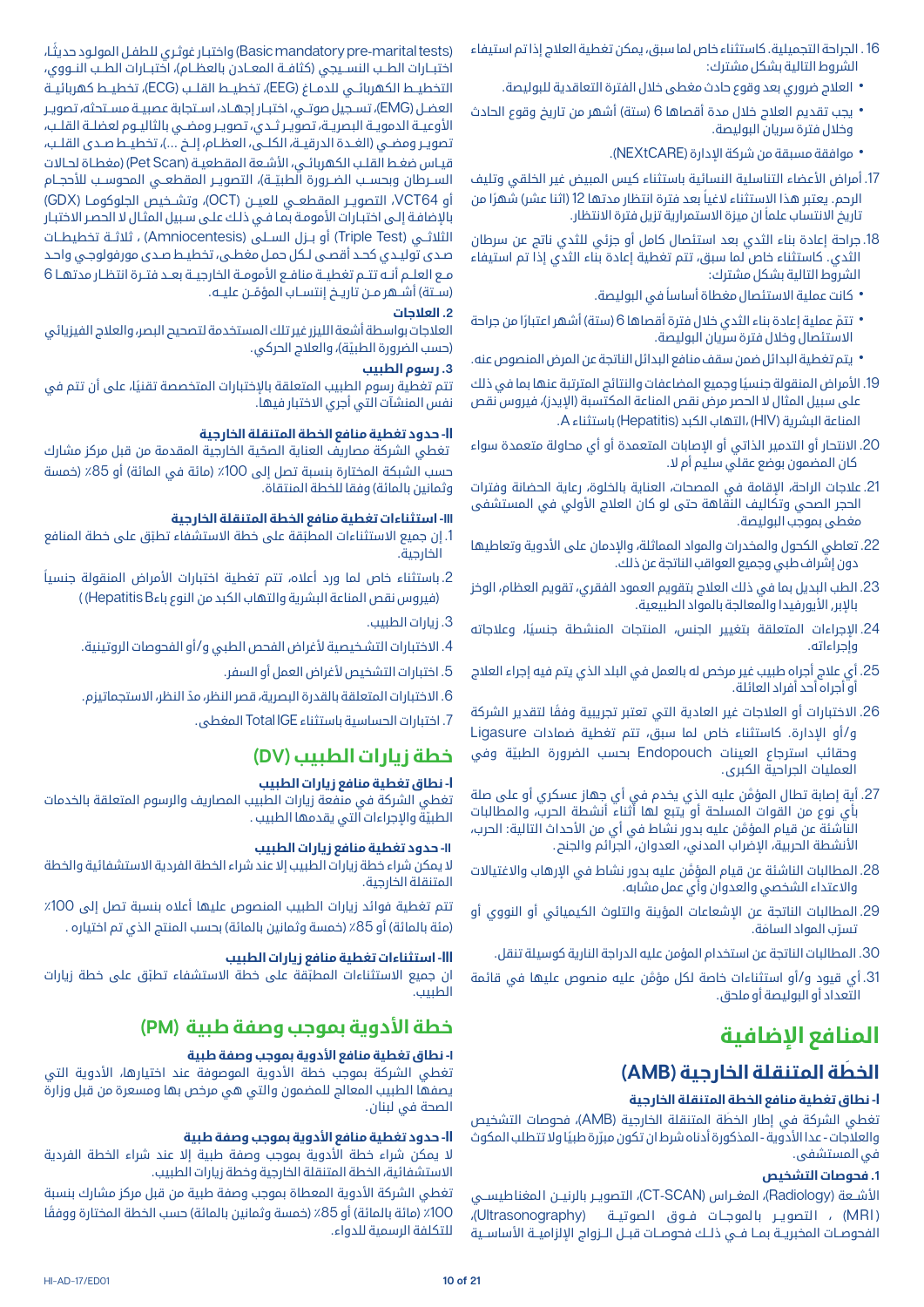16. الجراحة التجميلية. كاستثناء خاص لما سبق، يمكن تغطية العلاج إذا تم استيفاء الشروط التالية بشكل مشترك:
   - العلاج ضروري بعد وقوع حادث مغطى خلال الفترة التعاقدية للبوليصة.
   - يجب تقديم العلاج خلال مدة أقصاها 6 (ستة) أشهر من تاريخ وقوع الحادث وخلال فترة سريان البوليصة.
   - موافقة مسبقة من شركة الإدارة (NEXtCARE).
17. أمراض الأعضاء التناسلية النسائية باستثناء كيس المبيض غير الخلقي وتليف الرحم. يعتبر هذا الاستثناء لاغياً بعد فترة انتظار مدتها 12 (اثنا عشر) شهرًا من تاريخ الانتساب علماً ان ميزة الاستمرارية تزيل فترة الانتظار.
18. جراحة إعادة بناء الثدي بعد استئصال كامل أو جزئي للثدي ناتج عن سرطان الثدي. كاستثناء خاص لما سبق، تتم تغطية إعادة بناء الثدي إذا تم استيفاء الشروط التالية بشكل مشترك:
   - كانت عملية الاستئصال مغطاة أساساً في البوليصة.
   - تتمّ عملية إعادة بناء الثدي خلال فترة أقصاها 6 (ستة) أشهر اعتبارًا من جراحة الاستئصال وخلال فترة سريان البوليصة.
   - يتم تغطية البدائل ضمن سقف منافع البدائل الناتجة عن المرض المنصوص عنه.
19. الأمراض المنقولة جنسيًا وجميع المضاعفات والنتائج المترتبة عنها بما في ذلك على سبيل المثال لا الحصر مرض نقص المناعة المكتسبة (الإيدز)، فيروس نقص المناعة البشرية (HIV)، التهاب الكبد (Hepatitis) باستثناء A.
20. الانتحار أو التدمير الذاتي أو الإصابات المتعمدة أو أي محاولة متعمدة سواء كان المضمون بوضع عقلي سليم أم لا.
21. علاجات الراحة، الإقامة في المصحات، العناية بالخلوة، رعاية الحضانة وفترات الحجر الصحي وتكاليف النقاهة حتى لو كان العلاج الأولي في المستشفى مغطى بموجب البوليصة.
22. تعاطي الكحول والمخدرات والمواد المماثلة، والإدمان على الأدوية وتعاطيها دون إشراف طبي وجميع العواقب الناتجة عن ذلك.
23. الطب البديل بما في ذلك العلاج بتقويم العمود الفقري، تقويم العظام، الوخز بالإبر، الأيورفيدا والمعالجة بالمواد الطبيعية.
24. الإجراءات المتعلقة بتغيير الجنس، المنتجات المنشطة جنسيًا، وعلاجاته وإجراءاته.
25. أي علاج أجراه طبيب غير مرخص له بالعمل في البلد الذي يتم فيه إجراء العلاج أو أجراه أحد أفراد العائلة.
26. الاختبارات أو العلاجات غير العادية التي تعتبر تجريبية وفقًا لتقدير الشركة و/أو الإدارة. كاستثناء خاص لما سبق، تتم تغطية ضمادات Ligasure وحقائب استرجاع العينات Endopouch بحسب الضرورة الطبيّة وفي العمليات الجراحية الكبرى.
27. أية إصابة تطال المؤمَّن عليه الذي يخدم في أي جهاز عسكري أو على صلة بأي نوع من القوات المسلحة أو يتبع لها أثناء أنشطة الحرب، والمطالبات الناشئة عن قيام المؤمَّن عليه بدور نشاط في أي من الأحداث التالية: الحرب، الأنشطة الحربية، الإضراب المدني، العدوان، الجرائم والجنح.
28. المطالبات الناشئة عن قيام المؤمن عليه بدور نشاط في الإرهاب والاغتيالات والاعتداء الشخصي والعدوان وأي عمل مشابه.
29. المطالبات الناتجة عن الإشعاعات المؤينة والتلوث الكيميائي أو النووي أو تسرّب المواد السامة.
30. المطالبات الناتجة عن استخدام المؤمن عليه الدراجة النارية كوسيلة تنقل.
31. أي قيود و/أو استثناءات خاصة لكل مؤمَّن عليه منصوص عليها في قائمة التعداد أو البوليصة أو ملحق.

# المنافع الإضافية

## الخطّة المتنقلة الخارجية (AMB)

### I- نطاق تغطية منافع الخطة المتنقلة الخارجية

تغطي الشركة في إطار الخطّة المتنقلة الخارجية (AMB)، فحوصات التشخيص والعلاجات - عدا الأدوية - المذكورة أدناه شرط ان تكون مبرّرة طبيًا ولا تتطلب المكوث في المستشفى.

#### 1. فحوصات التشخيص

الأشعة (Radiology)، المفراس (CT-SCAN)، التصوير بالرنين المغناطيسي (MRI) ، التصوير بالموجات فوق الصوتية (Ultrasonography)، الفحوصات المخبرية بما في ذلك فحوصات قبل الزواج الإلزامية الأساسية (Basic mandatory pre-marital tests) واختبار غوثري للطفل المولود حديثًا، اختبارات الطب النسيجي (كثافة المعادن بالعظام)، اختبارات الطب النووي، التخطيط الكهربائي للدماغ (EEG)، تخطيط القلب (ECG)، تخطيط كهربائية العضل (EMG)، تسجيل صوتي، اختبار إجهاد، استجابة عصبية مستحثة، تصوير الأوعية الدموية البصرية، تصوير ثدي، تصوير ومضي بالثاليوم لعضلة القلب، تصوير ومضي (الغدة الدرقية، الكلى، العظام، إلخ ...)، تخطيط صدى القلب، قياس ضغط القلب الكهربائي، الأشعة المقطعية (Pet Scan) (مغطاة لحالات السرطان وبحسب الضرورة الطبيّة)، التصوير المقطعي المحوسب للأحجام أو VCT64، التصوير المقطعي للعين (OCT)، وتشخيص الجلوكوما (GDX) بالإضافة إلى اختبارات الأمومة بما في ذلك على سبيل المثال لا الحصر الاختبار الثلاثي (Triple Test) أو بزل السلى (Amniocentesis) ، ثلاثة تخطيطات صدى توليدي كحد أقصى لكل حمل مغطى، تخطيط صدى مورفولوجي واحد مع العلم أنه تتم تغطية منافع الأمومة الخارجية بعد فترة انتظار مدتها 6 (ستة) أشهر من تاريخ إنتساب المؤمَّن عليه.

#### 2. العلاجات

العلاجات بواسطة أشعة الليزر غير تلك المستخدمة لتصحيح البصر، والعلاج الفيزيائي (حسب الضرورة الطبيّة)، والعلاج الحركي.

#### 3. رسوم الطبيب

تتم تغطية رسوم الطبيب المتعلقة بالإختبارات المتخصصة تقنيًا، على أن تتم في نفس المنشآت التي أجري الاختبار فيها.

### II- حدود تغطية منافع الخطة المتنقلة الخارجية

تغطي الشركة مصاريف العناية الصحية الخارجية المقدمة من قبل مركز مشارك حسب الشبكة المختارة بنسبة تصل إلى 100٪ (مائة في المائة) أو 85٪ (خمسة وثمانين بالمائة) وفقًا للخطة المتنقلة.

### III- استثناءات تغطية منافع الخطة المتنقلة الخارجية

1. إن جميع الاستثناءات المطبّقة على خطة الاستشفاء تطبّق على خطة المنافع الخارجية.
2. باستثناء خاص لما ورد أعلاه، تتم تغطية اختبارات الأمراض المنقولة جنسياً (فيروس نقص المناعة البشرية والتهاب الكبد من النوع باءHepatitis B)
3. زيارات الطبيب.
4. الاختبارات التشخيصية لأغراض الفحص الطبي و/أو الفحوصات الروتينية.
5. اختبارات التشخيص لأغراض العمل أو السفر.
6. الاختبارات المتعلقة بالقدرة البصرية، قصر النظر، مدّ النظر، الاستجماتيزم.
7. اختبارات الحساسية باستثناء Total IGE المغطى.

## خطة زيارات الطبيب (DV)

### I- نطاق تغطية منافع زيارات الطبيب

تغطي الشركة في منفعة زيارات الطبيب المصاريف والرسوم المتعلقة بالخدمات الطبيّة والإجراءات التي يقدمها الطبيب .

### II- حدود تغطية منافع زيارات الطبيب

لا يمكن شراء خطة زيارات الطبيب إلا عند شراء الخطة الفردية الاستشفائية والخطة المتنقلة الخارجية.

تتم تغطية فوائد زيارات الطبيب المنصوص عليها أعلاه بنسبة تصل إلى 100٪ (مئة بالمئة) أو 85٪ (خمسة وثمانين بالمائة) بحسب المنتج الذي تم اختياره .

### III- استثناءات تغطية منافع زيارات الطبيب

ان جميع الاستثناءات المطبّقة على خطة الاستشفاء تطبّق على خطة زيارات الطبيب.

## خطة الأدوية بموجب وصفة طبية (PM)

### I- نطاق تغطية منافع الأدوية بموجب وصفة طبية

تغطي الشركة بموجب خطة الأدوية الموصوفة عند اختيارها، الأدوية التي يصفها الطبيب المعالج للمضمون والتي هي مرخص بها ومسعرة من قبل وزارة الصحة في لبنان.

### II- حدود تغطية منافع الأدوية بموجب وصفة طبية

لا يمكن شراء خطة الأدوية بموجب وصفة طبية إلا عند شراء الخطة الفردية الاستشفائية، الخطة المتنقلة الخارجية وخطة زيارات الطبيب.

تغطي الشركة الأدوية المعطاة بموجب وصفة طبية من قبل مركز مشارك بنسبة 100٪ (مائة بالمائة) أو 85٪ (خمسة وثمانين بالمائة) حسب الخطة المختارة ووفقًا للتكلفة الرسمية للدواء.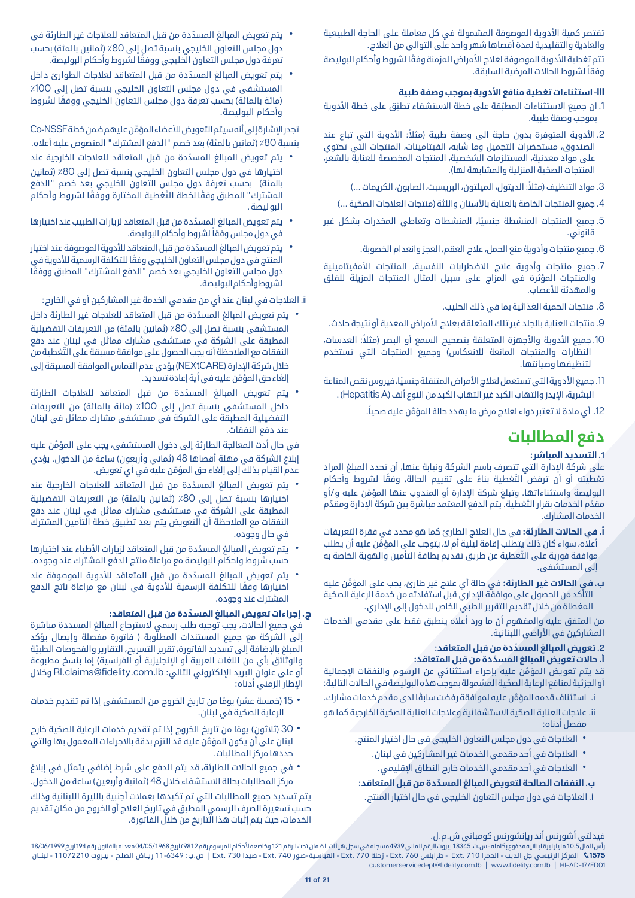تقتصر كمية الأدوية الموصوفة المشمولة في كل معاملة على الحاجة الطبيعية والعادية والتقليدية لمدة أقصاها شهر واحد على التوالي من العلاج.

تتم تغطية الأدوية الموصوفة لعلاج الأمراض المزمنة وفقًا لشروط وأحكام البوليصة وفقاً لشروط الحالات المرضية السابقة.

### III- استثناءات تغطية منافع الأدوية بموجب وصفة طبية

1. ان جميع الاستثناءات المطبّقة على خطة الاستشفاء تطبّق على خطة الأدوية بموجب وصفة طبية.
2. الأدوية المتوفرة بدون حاجة الى وصفة طبية (مثلاً: الأدوية التي تباع عند الصندوق، مستحضرات التجميل وما شابه، الفيتامينات، المنتجات التي تحتوي على مواد معدنية، المستلزمات الشخصية، المنتجات المخصصة للعناية بالشعر، المنتجات الصحّية المنزلية والمشابهة لها).
3. مواد التنظيف (مثلاً: الديتول، الميلتون، البريسبت، الصابون، الكريمات ...)
4. جميع المنتجات الخاصة بالعناية بالأسنان واللثة (منتجات العلاجات الصحّية ...)
5. جميع المنتجات المنشطة جنسيًا، المنشطات وتعاطي المخدرات بشكل غير قانوني.
6. جميع منتجات وأدوية منع الحمل، علاج العقم، العجز وانعدام الخصوبة.
7. جميع منتجات وأدوية علاج الاضطرابات النفسية، المنتجات الأمفيتامينية والمنتجات المؤثرة في المزاج على سبيل المثال المنتجات المزيلة للقلق والمهدئة للأعصاب.
8. منتجات الحمية الغذائية بما في ذلك الحليب.
9. منتجات العناية بالجلد غير تلك المتعلقة بعلاج الأمراض المعدية أو نتيجة حادث.
10. جميع الأدوية والأجهزة المتعلقة بتصحيح السمع أو البصر (مثلاً: العدسات، النظارات والمنتجات المانعة للانعكاس) وجميع المنتجات التي تستخدم لتنظيفها وصيانتها.
11. جميع الأدوية التي تستعمل لعلاج الأمراض المتنقلة جنسيًا، فيروس نقص المناعة البشرية، الإيدز والتهاب الكبد غير التهاب الكبد من النوع ألف (Hepatitis A) .
12. أي مادة لا تعتبر دواء لعلاج مرض ما يهدد حالة المؤمَّن عليه صحياً.

# دفع المطالبات

### 1. التسديد المباشر:

على شركة الإدارة التي تتصرف باسم الشركة ونيابة عنها، أن تحدد المبلغ المراد تغطيته أو أن ترفض التغطية بناءً على تقييم الحالة، وفقًا لشروط وأحكام البوليصة واستثناءاتها. وتبلغ شركة الإدارة أو المندوب عنها المؤمَّن عليه و/أو مقدّم الخدمات بقرار التغطية. يتم الدفع المعتمد مباشرة بين شركة الإدارة ومقدّم الخدمات المشارك.

**أ. في الحالات الطارئة:** في حال العلاج الطارئ كما هو محدد في فقرة التعريفات أعلاه، سواء كان ذلك يتطلب إقامة ليلية أم لا، يتوجب على المؤمَّن عليه أن يطلب موافقة فورية على التغطية عن طريق تقديم بطاقة التأمين والهوية الخاصة به إلى المستشفى.

**ب. في الحالات غير الطارئة:** في حالة أي علاج غير طارئ، يجب على المؤمَّن عليه التأكد من الحصول على موافقة الإداري قبل استفادته من خدمة الرعاية الصحّية المغطاة من خلال تقديم التقرير الطبي الخاص للدخول إلى الإداري.

من المتفق عليه والمفهوم أن ما ورد أعلاه ينطبق فقط على مقدمي الخدمات المشاركين في الأراضي اللبنانية.

### 2. تعويض المبالغ المسدّدة من قبل المتعاقد:

#### أ. حالات تعويض المبالغ المسدّدة من قبل المتعاقد:

قد يتم تعويض المؤمَّن عليه بإجراء استثنائي عن الرسوم والنفقات الإجمالية أو الجزئية لمنافع الرعاية الصحّية المشمولة بموجب هذه البوليصة في الحالات التالية:

i. استئناف قدمه المؤمَّن عليه لموافقة رفضت سابقًا لدى مقدم خدمات مشارك.

ii. علاجات العناية الصحّية الاستشفائية وعلاجات العناية الصحية الخارجية كما هو مفصل أدناه:

- العلاجات في دول مجلس التعاون الخليجي في حال اختيار المنتج.
- العلاجات في أحد مقدمي الخدمات غير المشاركين في لبنان.
- العلاجات في أحد مقدمي الخدمات خارج النطاق الإقليمي.

#### ب. النفقات الصالحة لتعويض المبالغ المسدّدة من قبل المتعاقد:

i. العلاجات في دول مجلس التعاون الخليجي في حال اختيار المنتج.

- يتم تعويض المبالغ المسدّدة من قبل المتعاقد للعلاجات غير الطارئة في دول مجلس التعاون الخليجي بنسبة تصل إلى 80٪ (ثمانين بالمئة) بحسب تعرفة دول مجلس التعاون الخليجي ووفقًا لشروط وأحكام البوليصة.
- يتم تعويض المبالغ المسدّدة من قبل المتعاقد لعلاجات الطوارئ داخل المستشفى في دول مجلس التعاون الخليجي بنسبة تصل إلى 100٪ (مائة بالمائة) بحسب تعرفة دول مجلس التعاون الخليجي ووفقًا لشروط وأحكام البوليصة.

تجدر الإشارة إلى أنه سيتم التعويض للأعضاء المؤمَّن عليهم ضمن خطة Co-NSSF بنسبة 80٪ (ثمانين بالمئة) بعد خصم "الدفع المشترك" المنصوص عليه أعلاه.

- يتم تعويض المبالغ المسدّدة من قبل المتعاقد للعلاجات الخارجية عند اختيارها في دول مجلس التعاون الخليجي بنسبة تصل إلى 80٪ (ثمانين بالمئة) بحسب تعرفة دول مجلس التعاون الخليجي بعد خصم "الدفع المشترك" المطبق وفقًا لخطة التغطية المختارة ووفقًا لشروط وأحكام البوليصة.
- يتم تعويض المبالغ المسدّدة من قبل المتعاقد لزيارات الطبيب عند اختيارها في دول مجلس وفقاً لشروط وأحكام البوليصة.
- يتم تعويض المبالغ المسدّدة من قبل المتعاقد للأدوية الموصوفة عند اختيار المنتج في دول مجلس التعاون الخليجي وفقًا للتكلفة الرسمية للأدوية في دول مجلس التعاون الخليجي بعد خصم "الدفع المشترك" المطبق ووفقًا لشروط وأحكام البوليصة.

ii. العلاجات في لبنان عند أي من مقدمي الخدمة غير المشاركين أو في الخارج:

- يتم تعويض المبالغ المسدّدة من قبل المتعاقد للعلاجات غير الطارئة داخل المستشفى بنسبة تصل إلى 80٪ (ثمانين بالمئة) من التعريفات التفضيلية المطبقة على الشركة في مستشفى مشارك مماثل في لبنان عند دفع النفقات مع الملاحظة أنه يجب الحصول على موافقة مسبقة على التغطية من خلال شركة الإدارة (NEXtCARE) يؤدي عدم التماس الموافقة المسبقة إلى إلغاء حق المؤمَّن عليه في أية إعادة تسديد.
- يتم تعويض المبالغ المسدّدة من قبل المتعاقد للعلاجات الطارئة داخل المستشفى بنسبة تصل إلى 100٪ (مائة بالمائة) من التعريفات التفضيلية المطبقة على الشركة في مستشفى مشارك مماثل في لبنان عند دفع النفقات.

في حال أدت المعالجة الطارئة إلى دخول المستشفى، يجب على المؤمَّن عليه إبلاغ الشركة في مهلة أقصاها 48 (ثماني وأربعون) ساعة من الدخول. يؤدي عدم القيام بذلك إلى إلغاء حق المؤمَّن عليه في أي تعويض.

- يتم تعويض المبالغ المسدّدة من قبل المتعاقد للعلاجات الخارجية عند اختيارها بنسبة تصل إلى 80٪ (ثمانين بالمئة) من التعريفات التفضيلية المطبقة على الشركة في مستشفى مشارك مماثل في لبنان عند دفع النفقات مع الملاحظة أن التعويض يتم بعد تطبيق خطة التأمين المشترك في حال وجوده.
- يتم تعويض المبالغ المسدّدة من قبل المتعاقد لزيارات الأطباء عند اختيارها حسب شروط واحكام البوليصة مع مراعاة منتج الدفع المشترك عند وجوده.
- يتم تعويض المبالغ المسدّدة من قبل المتعاقد للأدوية الموصوفة عند اختيارها وفقًا للتكلفة الرسمية للأدوية في لبنان مع مراعاة ناتج الدفع المشترك عند وجوده.

#### ج. إجراءات تعويض المبالغ المسدّدة من قبل المتعاقد:

في جميع الحالات، يجب توجيه طلب رسمي لاسترجاع المبالغ المسددة مباشرة إلى الشركة مع جميع المستندات المطلوبة ( فاتورة مفصلة وإيصال يؤكد المبلغ بالإضافة إلى تسديد الفاتورة، تقرير التسريح، التقارير والفحوصات الطبيّة والوثائق بأي من اللغات العربية أو الإنجليزية أو الفرنسية) إما بنسخ مطبوعة أو على عنوان البريد الإلكتروني التالي: RI.claims@fidelity.com.lb وخلال الإطار الزمني أدناه:

- 15 (خمسة عشر) يومًا من تاريخ الخروج من المستشفى إذا تم تقديم خدمات الرعاية الصحّية في لبنان.
- 30 (ثلاثون) يومًا من تاريخ الخروج إذا تم تقديم خدمات الرعاية الصحّية خارج لبنان على أن يكون المؤمَّن عليه قد التزم بدقة بالاجراءات المعمول بها والتي حددها مركز المطالبات.
- في جميع الحالات الطارئة، قد يتم الدفع على شرط إضافي يتمثل في إبلاغ مركز المطالبات بحالة الاستشفاء خلال 48 (ثمانية وأربعين) ساعة من الدخول.

يتم تسديد جميع المطالبات التي تم تكبدها بعملات أجنبية بالليرة اللبنانية وذلك حسب تسعيرة الصرف الرسمي المطبق في تاريخ العلاج أو الخروج من مكان تقديم الخدمات، حيث يتم إثبات هذا التاريخ من خلال الفاتورة.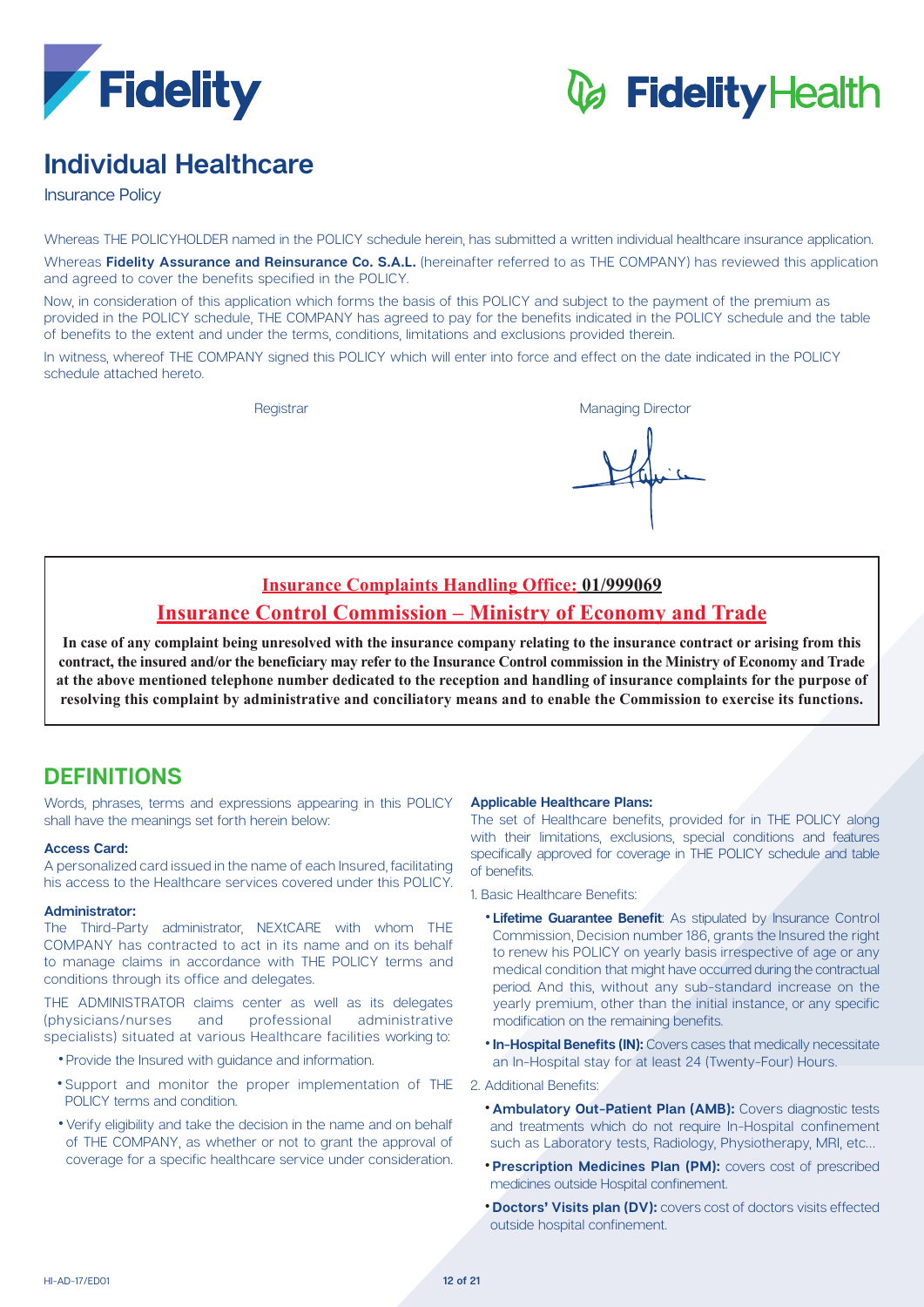# Individual Healthcare

Insurance Policy

Whereas THE POLICYHOLDER named in the POLICY schedule herein, has submitted a written individual healthcare insurance application.

Whereas **Fidelity Assurance and Reinsurance Co. S.A.L.** (hereinafter referred to as THE COMPANY) has reviewed this application and agreed to cover the benefits specified in the POLICY.

Now, in consideration of this application which forms the basis of this POLICY and subject to the payment of the premium as provided in the POLICY schedule, THE COMPANY has agreed to pay for the benefits indicated in the POLICY schedule and the table of benefits to the extent and under the terms, conditions, limitations and exclusions provided therein.

In witness, whereof THE COMPANY signed this POLICY which will enter into force and effect on the date indicated in the POLICY schedule attached hereto.

Registrar

Managing Director

**Insurance Complaints Handling Office: 01/999069**

**Insurance Control Commission – Ministry of Economy and Trade**

**In case of any complaint being unresolved with the insurance company relating to the insurance contract or arising from this contract, the insured and/or the beneficiary may refer to the Insurance Control commission in the Ministry of Economy and Trade at the above mentioned telephone number dedicated to the reception and handling of insurance complaints for the purpose of resolving this complaint by administrative and conciliatory means and to enable the Commission to exercise its functions.**

## DEFINITIONS

Words, phrases, terms and expressions appearing in this POLICY shall have the meanings set forth herein below:

**Access Card:**

A personalized card issued in the name of each Insured, facilitating his access to the Healthcare services covered under this POLICY.

**Administrator:**

The Third-Party administrator, NEXtCARE with whom THE COMPANY has contracted to act in its name and on its behalf to manage claims in accordance with THE POLICY terms and conditions through its office and delegates.

THE ADMINISTRATOR claims center as well as its delegates (physicians/nurses and professional administrative specialists) situated at various Healthcare facilities working to:

- Provide the Insured with guidance and information.
- Support and monitor the proper implementation of THE POLICY terms and condition.
- Verify eligibility and take the decision in the name and on behalf of THE COMPANY, as whether or not to grant the approval of coverage for a specific healthcare service under consideration.

**Applicable Healthcare Plans:**

The set of Healthcare benefits, provided for in THE POLICY along with their limitations, exclusions, special conditions and features specifically approved for coverage in THE POLICY schedule and table of benefits.

1. Basic Healthcare Benefits:
   - **Lifetime Guarantee Benefit**: As stipulated by Insurance Control Commission, Decision number 186, grants the Insured the right to renew his POLICY on yearly basis irrespective of age or any medical condition that might have occurred during the contractual period. And this, without any sub-standard increase on the yearly premium, other than the initial instance, or any specific modification on the remaining benefits.
   - **In-Hospital Benefits (IN):** Covers cases that medically necessitate an In-Hospital stay for at least 24 (Twenty-Four) Hours.
2. Additional Benefits:
   - **Ambulatory Out-Patient Plan (AMB):** Covers diagnostic tests and treatments which do not require In-Hospital confinement such as Laboratory tests, Radiology, Physiotherapy, MRI, etc...
   - **Prescription Medicines Plan (PM):** covers cost of prescribed medicines outside Hospital confinement.
   - **Doctors' Visits plan (DV):** covers cost of doctors visits effected outside hospital confinement.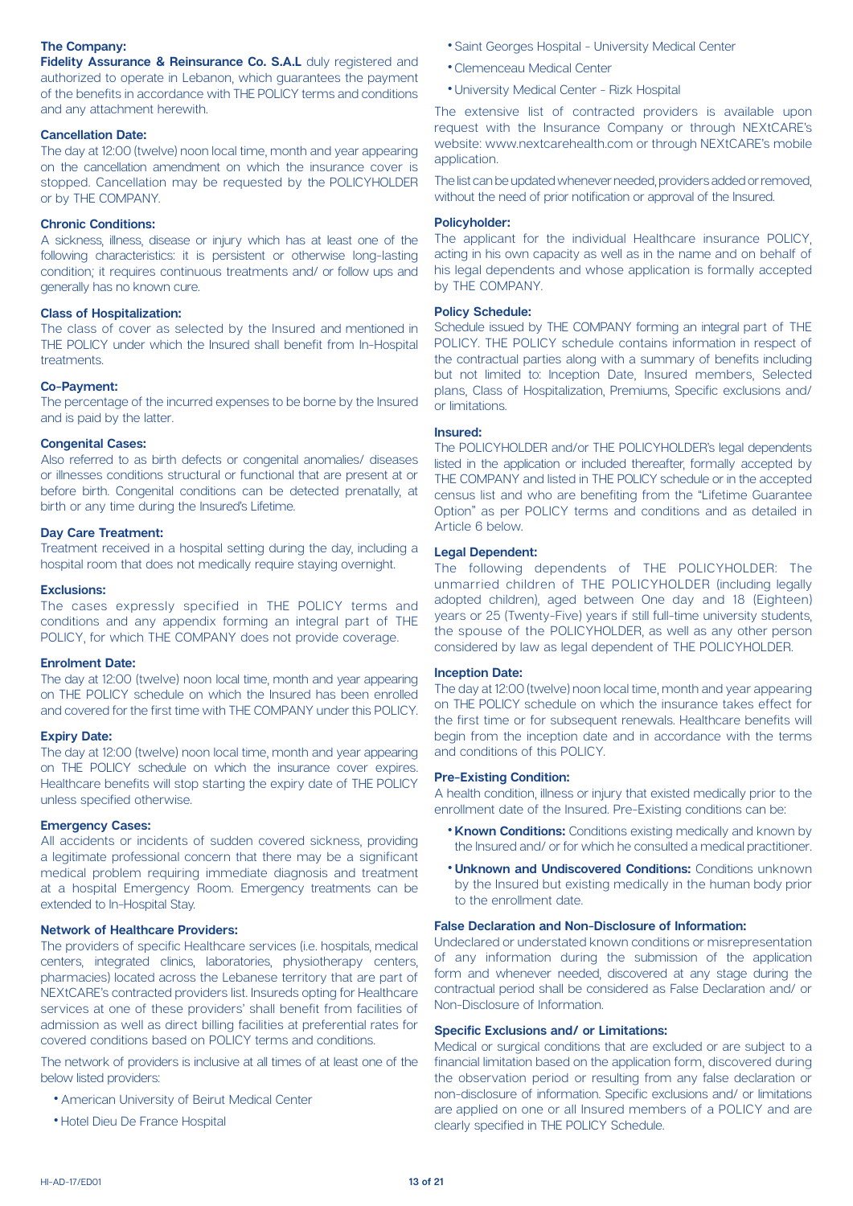**The Company:**
**Fidelity Assurance & Reinsurance Co. S.A.L** duly registered and authorized to operate in Lebanon, which guarantees the payment of the benefits in accordance with THE POLICY terms and conditions and any attachment herewith.

**Cancellation Date:**
The day at 12:00 (twelve) noon local time, month and year appearing on the cancellation amendment on which the insurance cover is stopped. Cancellation may be requested by the POLICYHOLDER or by THE COMPANY.

**Chronic Conditions:**
A sickness, illness, disease or injury which has at least one of the following characteristics: it is persistent or otherwise long-lasting condition; it requires continuous treatments and/ or follow ups and generally has no known cure.

**Class of Hospitalization:**
The class of cover as selected by the Insured and mentioned in THE POLICY under which the Insured shall benefit from In-Hospital treatments.

**Co-Payment:**
The percentage of the incurred expenses to be borne by the Insured and is paid by the latter.

**Congenital Cases:**
Also referred to as birth defects or congenital anomalies/ diseases or illnesses conditions structural or functional that are present at or before birth. Congenital conditions can be detected prenatally, at birth or any time during the Insured's Lifetime.

**Day Care Treatment:**
Treatment received in a hospital setting during the day, including a hospital room that does not medically require staying overnight.

**Exclusions:**
The cases expressly specified in THE POLICY terms and conditions and any appendix forming an integral part of THE POLICY, for which THE COMPANY does not provide coverage.

**Enrolment Date:**
The day at 12:00 (twelve) noon local time, month and year appearing on THE POLICY schedule on which the Insured has been enrolled and covered for the first time with THE COMPANY under this POLICY.

**Expiry Date:**
The day at 12:00 (twelve) noon local time, month and year appearing on THE POLICY schedule on which the insurance cover expires. Healthcare benefits will stop starting the expiry date of THE POLICY unless specified otherwise.

**Emergency Cases:**
All accidents or incidents of sudden covered sickness, providing a legitimate professional concern that there may be a significant medical problem requiring immediate diagnosis and treatment at a hospital Emergency Room. Emergency treatments can be extended to In-Hospital Stay.

**Network of Healthcare Providers:**
The providers of specific Healthcare services (i.e. hospitals, medical centers, integrated clinics, laboratories, physiotherapy centers, pharmacies) located across the Lebanese territory that are part of NEXtCARE's contracted providers list. Insureds opting for Healthcare services at one of these providers' shall benefit from facilities of admission as well as direct billing facilities at preferential rates for covered conditions based on POLICY terms and conditions.

The network of providers is inclusive at all times of at least one of the below listed providers:

- American University of Beirut Medical Center
- Hotel Dieu De France Hospital
- Saint Georges Hospital - University Medical Center
- Clemenceau Medical Center
- University Medical Center - Rizk Hospital

The extensive list of contracted providers is available upon request with the Insurance Company or through NEXtCARE's website: www.nextcarehealth.com or through NEXtCARE's mobile application.

The list can be updated whenever needed, providers added or removed, without the need of prior notification or approval of the Insured.

**Policyholder:**
The applicant for the individual Healthcare insurance POLICY, acting in his own capacity as well as in the name and on behalf of his legal dependents and whose application is formally accepted by THE COMPANY.

**Policy Schedule:**
Schedule issued by THE COMPANY forming an integral part of THE POLICY. THE POLICY schedule contains information in respect of the contractual parties along with a summary of benefits including but not limited to: Inception Date, Insured members, Selected plans, Class of Hospitalization, Premiums, Specific exclusions and/ or limitations.

**Insured:**
The POLICYHOLDER and/or THE POLICYHOLDER's legal dependents listed in the application or included thereafter, formally accepted by THE COMPANY and listed in THE POLICY schedule or in the accepted census list and who are benefiting from the "Lifetime Guarantee Option" as per POLICY terms and conditions and as detailed in Article 6 below.

**Legal Dependent:**
The following dependents of THE POLICYHOLDER: The unmarried children of THE POLICYHOLDER (including legally adopted children), aged between One day and 18 (Eighteen) years or 25 (Twenty-Five) years if still full-time university students, the spouse of the POLICYHOLDER, as well as any other person considered by law as legal dependent of THE POLICYHOLDER.

**Inception Date:**
The day at 12:00 (twelve) noon local time, month and year appearing on THE POLICY schedule on which the insurance takes effect for the first time or for subsequent renewals. Healthcare benefits will begin from the inception date and in accordance with the terms and conditions of this POLICY.

**Pre-Existing Condition:**
A health condition, illness or injury that existed medically prior to the enrollment date of the Insured. Pre-Existing conditions can be:

- **Known Conditions:** Conditions existing medically and known by the Insured and/ or for which he consulted a medical practitioner.
- **Unknown and Undiscovered Conditions:** Conditions unknown by the Insured but existing medically in the human body prior to the enrollment date.

**False Declaration and Non-Disclosure of Information:**
Undeclared or understated known conditions or misrepresentation of any information during the submission of the application form and whenever needed, discovered at any stage during the contractual period shall be considered as False Declaration and/ or Non-Disclosure of Information.

**Specific Exclusions and/ or Limitations:**
Medical or surgical conditions that are excluded or are subject to a financial limitation based on the application form, discovered during the observation period or resulting from any false declaration or non-disclosure of information. Specific exclusions and/ or limitations are applied on one or all Insured members of a POLICY and are clearly specified in THE POLICY Schedule.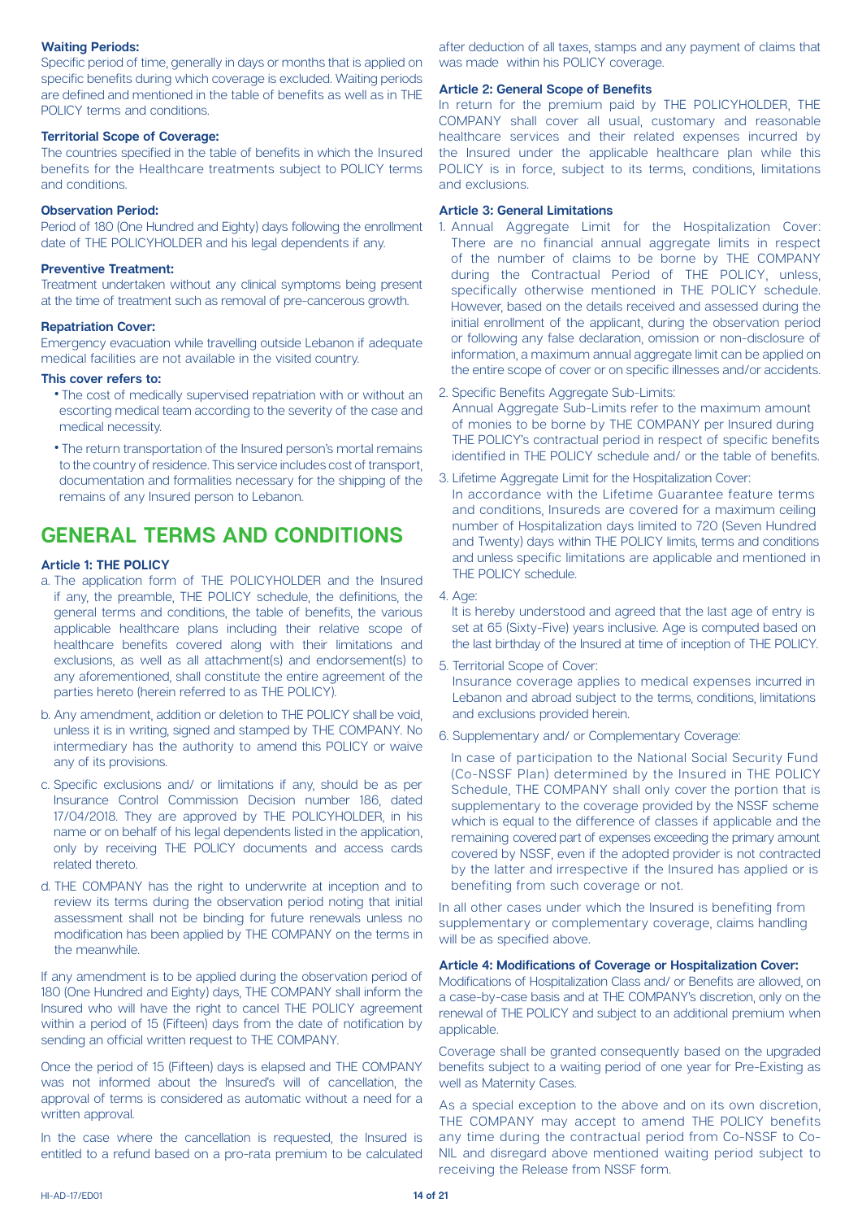**Waiting Periods:**

Specific period of time, generally in days or months that is applied on specific benefits during which coverage is excluded. Waiting periods are defined and mentioned in the table of benefits as well as in THE POLICY terms and conditions.

**Territorial Scope of Coverage:**

The countries specified in the table of benefits in which the Insured benefits for the Healthcare treatments subject to POLICY terms and conditions.

**Observation Period:**

Period of 180 (One Hundred and Eighty) days following the enrollment date of THE POLICYHOLDER and his legal dependents if any.

**Preventive Treatment:**

Treatment undertaken without any clinical symptoms being present at the time of treatment such as removal of pre-cancerous growth.

**Repatriation Cover:**

Emergency evacuation while travelling outside Lebanon if adequate medical facilities are not available in the visited country.

**This cover refers to:**

- The cost of medically supervised repatriation with or without an escorting medical team according to the severity of the case and medical necessity.
- The return transportation of the Insured person's mortal remains to the country of residence. This service includes cost of transport, documentation and formalities necessary for the shipping of the remains of any Insured person to Lebanon.

# GENERAL TERMS AND CONDITIONS

**Article 1: THE POLICY**

a. The application form of THE POLICYHOLDER and the Insured if any, the preamble, THE POLICY schedule, the definitions, the general terms and conditions, the table of benefits, the various applicable healthcare plans including their relative scope of healthcare benefits covered along with their limitations and exclusions, as well as all attachment(s) and endorsement(s) to any aforementioned, shall constitute the entire agreement of the parties hereto (herein referred to as THE POLICY).

b. Any amendment, addition or deletion to THE POLICY shall be void, unless it is in writing, signed and stamped by THE COMPANY. No intermediary has the authority to amend this POLICY or waive any of its provisions.

c. Specific exclusions and/ or limitations if any, should be as per Insurance Control Commission Decision number 186, dated 17/04/2018. They are approved by THE POLICYHOLDER, in his name or on behalf of his legal dependents listed in the application, only by receiving THE POLICY documents and access cards related thereto.

d. THE COMPANY has the right to underwrite at inception and to review its terms during the observation period noting that initial assessment shall not be binding for future renewals unless no modification has been applied by THE COMPANY on the terms in the meanwhile.

If any amendment is to be applied during the observation period of 180 (One Hundred and Eighty) days, THE COMPANY shall inform the Insured who will have the right to cancel THE POLICY agreement within a period of 15 (Fifteen) days from the date of notification by sending an official written request to THE COMPANY.

Once the period of 15 (Fifteen) days is elapsed and THE COMPANY was not informed about the Insured's will of cancellation, the approval of terms is considered as automatic without a need for a written approval.

In the case where the cancellation is requested, the Insured is entitled to a refund based on a pro-rata premium to be calculated after deduction of all taxes, stamps and any payment of claims that was made within his POLICY coverage.

**Article 2: General Scope of Benefits**

In return for the premium paid by THE POLICYHOLDER, THE COMPANY shall cover all usual, customary and reasonable healthcare services and their related expenses incurred by the Insured under the applicable healthcare plan while this POLICY is in force, subject to its terms, conditions, limitations and exclusions.

**Article 3: General Limitations**

1. Annual Aggregate Limit for the Hospitalization Cover: There are no financial annual aggregate limits in respect of the number of claims to be borne by THE COMPANY during the Contractual Period of THE POLICY, unless, specifically otherwise mentioned in THE POLICY schedule. However, based on the details received and assessed during the initial enrollment of the applicant, during the observation period or following any false declaration, omission or non-disclosure of information, a maximum annual aggregate limit can be applied on the entire scope of cover or on specific illnesses and/or accidents.

2. Specific Benefits Aggregate Sub-Limits:
   Annual Aggregate Sub-Limits refer to the maximum amount of monies to be borne by THE COMPANY per Insured during THE POLICY's contractual period in respect of specific benefits identified in THE POLICY schedule and/ or the table of benefits.

3. Lifetime Aggregate Limit for the Hospitalization Cover:
   In accordance with the Lifetime Guarantee feature terms and conditions, Insureds are covered for a maximum ceiling number of Hospitalization days limited to 720 (Seven Hundred and Twenty) days within THE POLICY limits, terms and conditions and unless specific limitations are applicable and mentioned in THE POLICY schedule.

4. Age:
   It is hereby understood and agreed that the last age of entry is set at 65 (Sixty-Five) years inclusive. Age is computed based on the last birthday of the Insured at time of inception of THE POLICY.

5. Territorial Scope of Cover:
   Insurance coverage applies to medical expenses incurred in Lebanon and abroad subject to the terms, conditions, limitations and exclusions provided herein.

6. Supplementary and/ or Complementary Coverage:

   In case of participation to the National Social Security Fund (Co-NSSF Plan) determined by the Insured in THE POLICY Schedule, THE COMPANY shall only cover the portion that is supplementary to the coverage provided by the NSSF scheme which is equal to the difference of classes if applicable and the remaining covered part of expenses exceeding the primary amount covered by NSSF, even if the adopted provider is not contracted by the latter and irrespective if the Insured has applied or is benefiting from such coverage or not.

In all other cases under which the Insured is benefiting from supplementary or complementary coverage, claims handling will be as specified above.

**Article 4: Modifications of Coverage or Hospitalization Cover:**

Modifications of Hospitalization Class and/ or Benefits are allowed, on a case-by-case basis and at THE COMPANY's discretion, only on the renewal of THE POLICY and subject to an additional premium when applicable.

Coverage shall be granted consequently based on the upgraded benefits subject to a waiting period of one year for Pre-Existing as well as Maternity Cases.

As a special exception to the above and on its own discretion, THE COMPANY may accept to amend THE POLICY benefits any time during the contractual period from Co-NSSF to Co-NIL and disregard above mentioned waiting period subject to receiving the Release from NSSF form.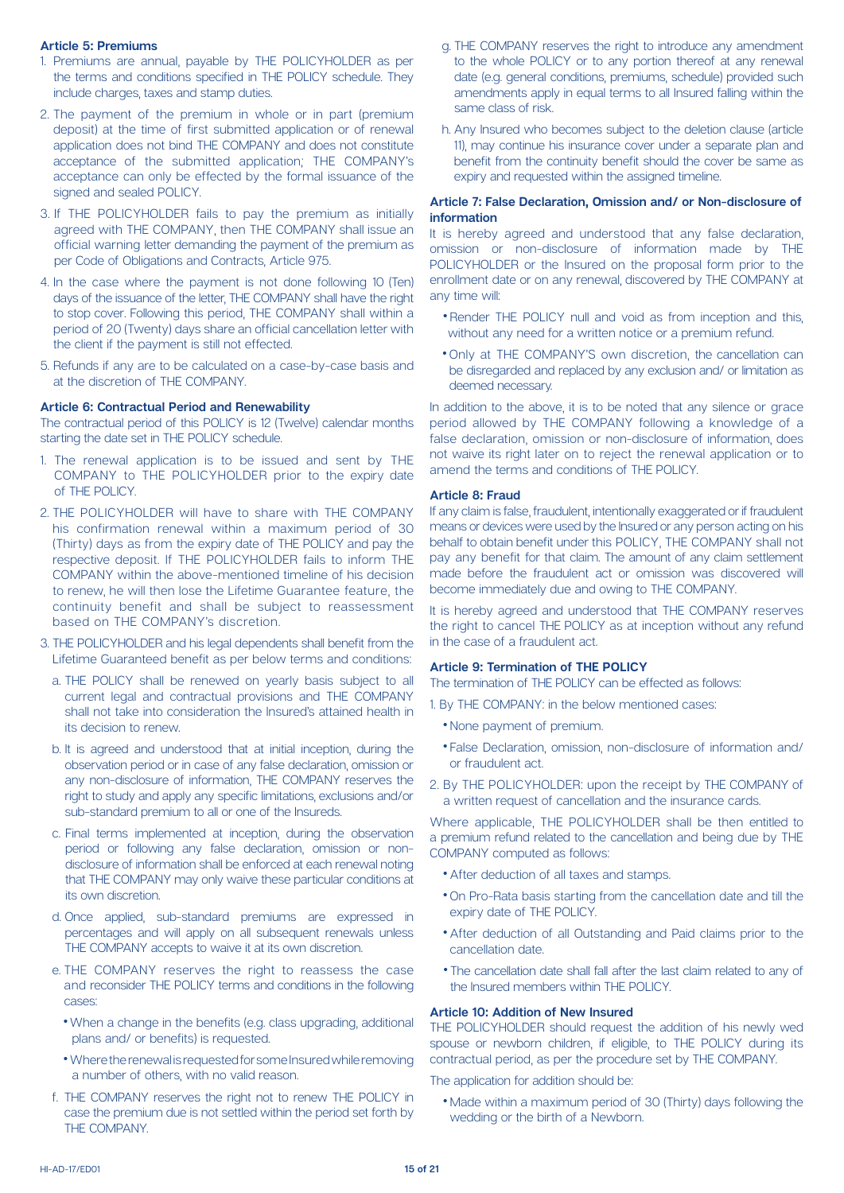### Article 5: Premiums

1. Premiums are annual, payable by THE POLICYHOLDER as per the terms and conditions specified in THE POLICY schedule. They include charges, taxes and stamp duties.
2. The payment of the premium in whole or in part (premium deposit) at the time of first submitted application or of renewal application does not bind THE COMPANY and does not constitute acceptance of the submitted application; THE COMPANY's acceptance can only be effected by the formal issuance of the signed and sealed POLICY.
3. If THE POLICYHOLDER fails to pay the premium as initially agreed with THE COMPANY, then THE COMPANY shall issue an official warning letter demanding the payment of the premium as per Code of Obligations and Contracts, Article 975.
4. In the case where the payment is not done following 10 (Ten) days of the issuance of the letter, THE COMPANY shall have the right to stop cover. Following this period, THE COMPANY shall within a period of 20 (Twenty) days share an official cancellation letter with the client if the payment is still not effected.
5. Refunds if any are to be calculated on a case-by-case basis and at the discretion of THE COMPANY.

### Article 6: Contractual Period and Renewability

The contractual period of this POLICY is 12 (Twelve) calendar months starting the date set in THE POLICY schedule.

1. The renewal application is to be issued and sent by THE COMPANY to THE POLICYHOLDER prior to the expiry date of THE POLICY.
2. THE POLICYHOLDER will have to share with THE COMPANY his confirmation renewal within a maximum period of 30 (Thirty) days as from the expiry date of THE POLICY and pay the respective deposit. If THE POLICYHOLDER fails to inform THE COMPANY within the above-mentioned timeline of his decision to renew, he will then lose the Lifetime Guarantee feature, the continuity benefit and shall be subject to reassessment based on THE COMPANY's discretion.
3. THE POLICYHOLDER and his legal dependents shall benefit from the Lifetime Guaranteed benefit as per below terms and conditions:
   a. THE POLICY shall be renewed on yearly basis subject to all current legal and contractual provisions and THE COMPANY shall not take into consideration the Insured's attained health in its decision to renew.
   b. It is agreed and understood that at initial inception, during the observation period or in case of any false declaration, omission or any non-disclosure of information, THE COMPANY reserves the right to study and apply any specific limitations, exclusions and/or sub-standard premium to all or one of the Insureds.
   c. Final terms implemented at inception, during the observation period or following any false declaration, omission or non-disclosure of information shall be enforced at each renewal noting that THE COMPANY may only waive these particular conditions at its own discretion.
   d. Once applied, sub-standard premiums are expressed in percentages and will apply on all subsequent renewals unless THE COMPANY accepts to waive it at its own discretion.
   e. THE COMPANY reserves the right to reassess the case and reconsider THE POLICY terms and conditions in the following cases:
      - When a change in the benefits (e.g. class upgrading, additional plans and/ or benefits) is requested.
      - Where the renewal is requested for some Insured while removing a number of others, with no valid reason.
   f. THE COMPANY reserves the right not to renew THE POLICY in case the premium due is not settled within the period set forth by THE COMPANY.
   g. THE COMPANY reserves the right to introduce any amendment to the whole POLICY or to any portion thereof at any renewal date (e.g. general conditions, premiums, schedule) provided such amendments apply in equal terms to all Insured falling within the same class of risk.
   h. Any Insured who becomes subject to the deletion clause (article 11), may continue his insurance cover under a separate plan and benefit from the continuity benefit should the cover be same as expiry and requested within the assigned timeline.

### Article 7: False Declaration, Omission and/ or Non-disclosure of information

It is hereby agreed and understood that any false declaration, omission or non-disclosure of information made by THE POLICYHOLDER or the Insured on the proposal form prior to the enrollment date or on any renewal, discovered by THE COMPANY at any time will:

- Render THE POLICY null and void as from inception and this, without any need for a written notice or a premium refund.
- Only at THE COMPANY'S own discretion, the cancellation can be disregarded and replaced by any exclusion and/ or limitation as deemed necessary.

In addition to the above, it is to be noted that any silence or grace period allowed by THE COMPANY following a knowledge of a false declaration, omission or non-disclosure of information, does not waive its right later on to reject the renewal application or to amend the terms and conditions of THE POLICY.

### Article 8: Fraud

If any claim is false, fraudulent, intentionally exaggerated or if fraudulent means or devices were used by the Insured or any person acting on his behalf to obtain benefit under this POLICY, THE COMPANY shall not pay any benefit for that claim. The amount of any claim settlement made before the fraudulent act or omission was discovered will become immediately due and owing to THE COMPANY.

It is hereby agreed and understood that THE COMPANY reserves the right to cancel THE POLICY as at inception without any refund in the case of a fraudulent act.

### Article 9: Termination of THE POLICY

The termination of THE POLICY can be effected as follows:

1. By THE COMPANY: in the below mentioned cases:
   - None payment of premium.
   - False Declaration, omission, non-disclosure of information and/ or fraudulent act.
2. By THE POLICYHOLDER: upon the receipt by THE COMPANY of a written request of cancellation and the insurance cards.

Where applicable, THE POLICYHOLDER shall be then entitled to a premium refund related to the cancellation and being due by THE COMPANY computed as follows:

- After deduction of all taxes and stamps.
- On Pro-Rata basis starting from the cancellation date and till the expiry date of THE POLICY.
- After deduction of all Outstanding and Paid claims prior to the cancellation date.
- The cancellation date shall fall after the last claim related to any of the Insured members within THE POLICY.

### Article 10: Addition of New Insured

THE POLICYHOLDER should request the addition of his newly wed spouse or newborn children, if eligible, to THE POLICY during its contractual period, as per the procedure set by THE COMPANY.

The application for addition should be:

- Made within a maximum period of 30 (Thirty) days following the wedding or the birth of a Newborn.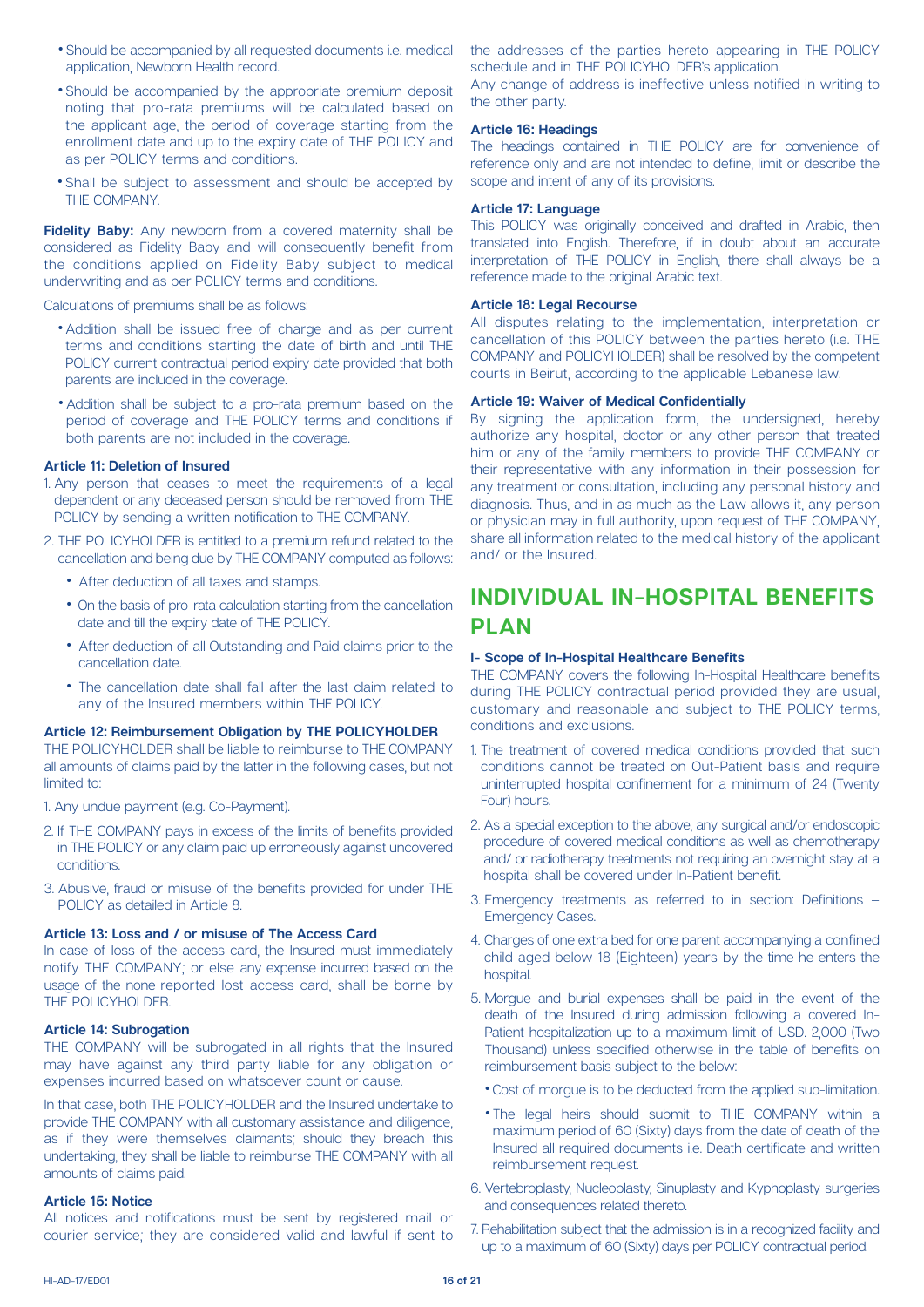- Should be accompanied by all requested documents i.e. medical application, Newborn Health record.
- Should be accompanied by the appropriate premium deposit noting that pro-rata premiums will be calculated based on the applicant age, the period of coverage starting from the enrollment date and up to the expiry date of THE POLICY and as per POLICY terms and conditions.
- Shall be subject to assessment and should be accepted by THE COMPANY.

**Fidelity Baby:** Any newborn from a covered maternity shall be considered as Fidelity Baby and will consequently benefit from the conditions applied on Fidelity Baby subject to medical underwriting and as per POLICY terms and conditions.

Calculations of premiums shall be as follows:

- Addition shall be issued free of charge and as per current terms and conditions starting the date of birth and until THE POLICY current contractual period expiry date provided that both parents are included in the coverage.
- Addition shall be subject to a pro-rata premium based on the period of coverage and THE POLICY terms and conditions if both parents are not included in the coverage.

### Article 11: Deletion of Insured

1. Any person that ceases to meet the requirements of a legal dependent or any deceased person should be removed from THE POLICY by sending a written notification to THE COMPANY.
2. THE POLICYHOLDER is entitled to a premium refund related to the cancellation and being due by THE COMPANY computed as follows:
   - After deduction of all taxes and stamps.
   - On the basis of pro-rata calculation starting from the cancellation date and till the expiry date of THE POLICY.
   - After deduction of all Outstanding and Paid claims prior to the cancellation date.
   - The cancellation date shall fall after the last claim related to any of the Insured members within THE POLICY.

### Article 12: Reimbursement Obligation by THE POLICYHOLDER

THE POLICYHOLDER shall be liable to reimburse to THE COMPANY all amounts of claims paid by the latter in the following cases, but not limited to:

1. Any undue payment (e.g. Co-Payment).
2. If THE COMPANY pays in excess of the limits of benefits provided in THE POLICY or any claim paid up erroneously against uncovered conditions.
3. Abusive, fraud or misuse of the benefits provided for under THE POLICY as detailed in Article 8.

### Article 13: Loss and / or misuse of The Access Card

In case of loss of the access card, the Insured must immediately notify THE COMPANY; or else any expense incurred based on the usage of the none reported lost access card, shall be borne by THE POLICYHOLDER.

### Article 14: Subrogation

THE COMPANY will be subrogated in all rights that the Insured may have against any third party liable for any obligation or expenses incurred based on whatsoever count or cause.

In that case, both THE POLICYHOLDER and the Insured undertake to provide THE COMPANY with all customary assistance and diligence, as if they were themselves claimants; should they breach this undertaking, they shall be liable to reimburse THE COMPANY with all amounts of claims paid.

### Article 15: Notice

All notices and notifications must be sent by registered mail or courier service; they are considered valid and lawful if sent to the addresses of the parties hereto appearing in THE POLICY schedule and in THE POLICYHOLDER's application.

Any change of address is ineffective unless notified in writing to the other party.

### Article 16: Headings

The headings contained in THE POLICY are for convenience of reference only and are not intended to define, limit or describe the scope and intent of any of its provisions.

### Article 17: Language

This POLICY was originally conceived and drafted in Arabic, then translated into English. Therefore, if in doubt about an accurate interpretation of THE POLICY in English, there shall always be a reference made to the original Arabic text.

### Article 18: Legal Recourse

All disputes relating to the implementation, interpretation or cancellation of this POLICY between the parties hereto (i.e. THE COMPANY and POLICYHOLDER) shall be resolved by the competent courts in Beirut, according to the applicable Lebanese law.

### Article 19: Waiver of Medical Confidentially

By signing the application form, the undersigned, hereby authorize any hospital, doctor or any other person that treated him or any of the family members to provide THE COMPANY or their representative with any information in their possession for any treatment or consultation, including any personal history and diagnosis. Thus, and in as much as the Law allows it, any person or physician may in full authority, upon request of THE COMPANY, share all information related to the medical history of the applicant and/ or the Insured.

# INDIVIDUAL IN-HOSPITAL BENEFITS PLAN

### I- Scope of In-Hospital Healthcare Benefits

THE COMPANY covers the following In-Hospital Healthcare benefits during THE POLICY contractual period provided they are usual, customary and reasonable and subject to THE POLICY terms, conditions and exclusions.

1. The treatment of covered medical conditions provided that such conditions cannot be treated on Out-Patient basis and require uninterrupted hospital confinement for a minimum of 24 (Twenty Four) hours.
2. As a special exception to the above, any surgical and/or endoscopic procedure of covered medical conditions as well as chemotherapy and/ or radiotherapy treatments not requiring an overnight stay at a hospital shall be covered under In-Patient benefit.
3. Emergency treatments as referred to in section: Definitions – Emergency Cases.
4. Charges of one extra bed for one parent accompanying a confined child aged below 18 (Eighteen) years by the time he enters the hospital.
5. Morgue and burial expenses shall be paid in the event of the death of the Insured during admission following a covered In-Patient hospitalization up to a maximum limit of USD. 2,000 (Two Thousand) unless specified otherwise in the table of benefits on reimbursement basis subject to the below:
   - Cost of morgue is to be deducted from the applied sub-limitation.
   - The legal heirs should submit to THE COMPANY within a maximum period of 60 (Sixty) days from the date of death of the Insured all required documents i.e. Death certificate and written reimbursement request.
6. Vertebroplasty, Nucleoplasty, Sinuplasty and Kyphoplasty surgeries and consequences related thereto.
7. Rehabilitation subject that the admission is in a recognized facility and up to a maximum of 60 (Sixty) days per POLICY contractual period.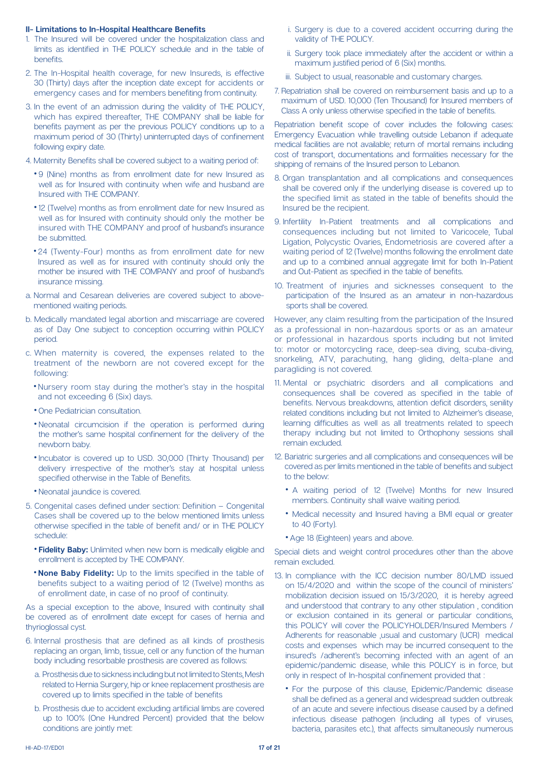## II- Limitations to In-Hospital Healthcare Benefits

1. The Insured will be covered under the hospitalization class and limits as identified in THE POLICY schedule and in the table of benefits.
2. The In-Hospital health coverage, for new Insureds, is effective 30 (Thirty) days after the inception date except for accidents or emergency cases and for members benefiting from continuity.
3. In the event of an admission during the validity of THE POLICY, which has expired thereafter, THE COMPANY shall be liable for benefits payment as per the previous POLICY conditions up to a maximum period of 30 (Thirty) uninterrupted days of confinement following expiry date.
4. Maternity Benefits shall be covered subject to a waiting period of:
   - 9 (Nine) months as from enrollment date for new Insured as well as for Insured with continuity when wife and husband are Insured with THE COMPANY.
   - 12 (Twelve) months as from enrollment date for new Insured as well as for Insured with continuity should only the mother be insured with THE COMPANY and proof of husband's insurance be submitted.
   - 24 (Twenty-Four) months as from enrollment date for new Insured as well as for insured with continuity should only the mother be insured with THE COMPANY and proof of husband's insurance missing.

   a. Normal and Cesarean deliveries are covered subject to above-mentioned waiting periods.

   b. Medically mandated legal abortion and miscarriage are covered as of Day One subject to conception occurring within POLICY period.

   c. When maternity is covered, the expenses related to the treatment of the newborn are not covered except for the following:
   - Nursery room stay during the mother's stay in the hospital and not exceeding 6 (Six) days.
   - One Pediatrician consultation.
   - Neonatal circumcision if the operation is performed during the mother's same hospital confinement for the delivery of the newborn baby.
   - Incubator is covered up to USD. 30,000 (Thirty Thousand) per delivery irrespective of the mother's stay at hospital unless specified otherwise in the Table of Benefits.
   - Neonatal jaundice is covered.
5. Congenital cases defined under section: Definition – Congenital Cases shall be covered up to the below mentioned limits unless otherwise specified in the table of benefit and/ or in THE POLICY schedule:
   - **Fidelity Baby:** Unlimited when new born is medically eligible and enrollment is accepted by THE COMPANY.
   - **None Baby Fidelity:** Up to the limits specified in the table of benefits subject to a waiting period of 12 (Twelve) months as of enrollment date, in case of no proof of continuity.

As a special exception to the above, Insured with continuity shall be covered as of enrollment date except for cases of hernia and thyrioglossal cyst.

6. Internal prosthesis that are defined as all kinds of prosthesis replacing an organ, limb, tissue, cell or any function of the human body including resorbable prosthesis are covered as follows:

   a. Prosthesis due to sickness including but not limited to Stents, Mesh related to Hernia Surgery, hip or knee replacement prosthesis are covered up to limits specified in the table of benefits

   b. Prosthesis due to accident excluding artificial limbs are covered up to 100% (One Hundred Percent) provided that the below conditions are jointly met:

      i. Surgery is due to a covered accident occurring during the validity of THE POLICY.

      ii. Surgery took place immediately after the accident or within a maximum justified period of 6 (Six) months.

      iii. Subject to usual, reasonable and customary charges.

7. Repatriation shall be covered on reimbursement basis and up to a maximum of USD. 10,000 (Ten Thousand) for Insured members of Class A only unless otherwise specified in the table of benefits.

Repatriation benefit scope of cover includes the following cases: Emergency Evacuation while travelling outside Lebanon if adequate medical facilities are not available; return of mortal remains including cost of transport, documentations and formalities necessary for the shipping of remains of the Insured person to Lebanon.

8. Organ transplantation and all complications and consequences shall be covered only if the underlying disease is covered up to the specified limit as stated in the table of benefits should the Insured be the recipient.
9. Infertility In-Patient treatments and all complications and consequences including but not limited to Varicocele, Tubal Ligation, Polycystic Ovaries, Endometriosis are covered after a waiting period of 12 (Twelve) months following the enrollment date and up to a combined annual aggregate limit for both In-Patient and Out-Patient as specified in the table of benefits.
10. Treatment of injuries and sicknesses consequent to the participation of the Insured as an amateur in non-hazardous sports shall be covered.

However, any claim resulting from the participation of the Insured as a professional in non-hazardous sports or as an amateur or professional in hazardous sports including but not limited to: motor or motorcycling race, deep-sea diving, scuba-diving, snorkeling, ATV, parachuting, hang gliding, delta-plane and paragliding is not covered.

11. Mental or psychiatric disorders and all complications and consequences shall be covered as specified in the table of benefits. Nervous breakdowns, attention deficit disorders, senility related conditions including but not limited to Alzheimer's disease, learning difficulties as well as all treatments related to speech therapy including but not limited to Orthophony sessions shall remain excluded.
12. Bariatric surgeries and all complications and consequences will be covered as per limits mentioned in the table of benefits and subject to the below:
    - A waiting period of 12 (Twelve) Months for new Insured members. Continuity shall waive waiting period.
    - Medical necessity and Insured having a BMI equal or greater to 40 (Forty).
    - Age 18 (Eighteen) years and above.

Special diets and weight control procedures other than the above remain excluded.

13. In compliance with the ICC decision number 80/LMD issued on 15/4/2020 and within the scope of the council of ministers' mobilization decision issued on 15/3/2020, it is hereby agreed and understood that contrary to any other stipulation , condition or exclusion contained in its general or particular conditions, this POLICY will cover the POLICYHOLDER/Insured Members / Adherents for reasonable ,usual and customary (UCR) medical costs and expenses which may be incurred consequent to the insured's /adherent's becoming infected with an agent of an epidemic/pandemic disease, while this POLICY is in force, but only in respect of In-hospital confinement provided that :
    - For the purpose of this clause, Epidemic/Pandemic disease shall be defined as a general and widespread sudden outbreak of an acute and severe infectious disease caused by a defined infectious disease pathogen (including all types of viruses, bacteria, parasites etc.), that affects simultaneously numerous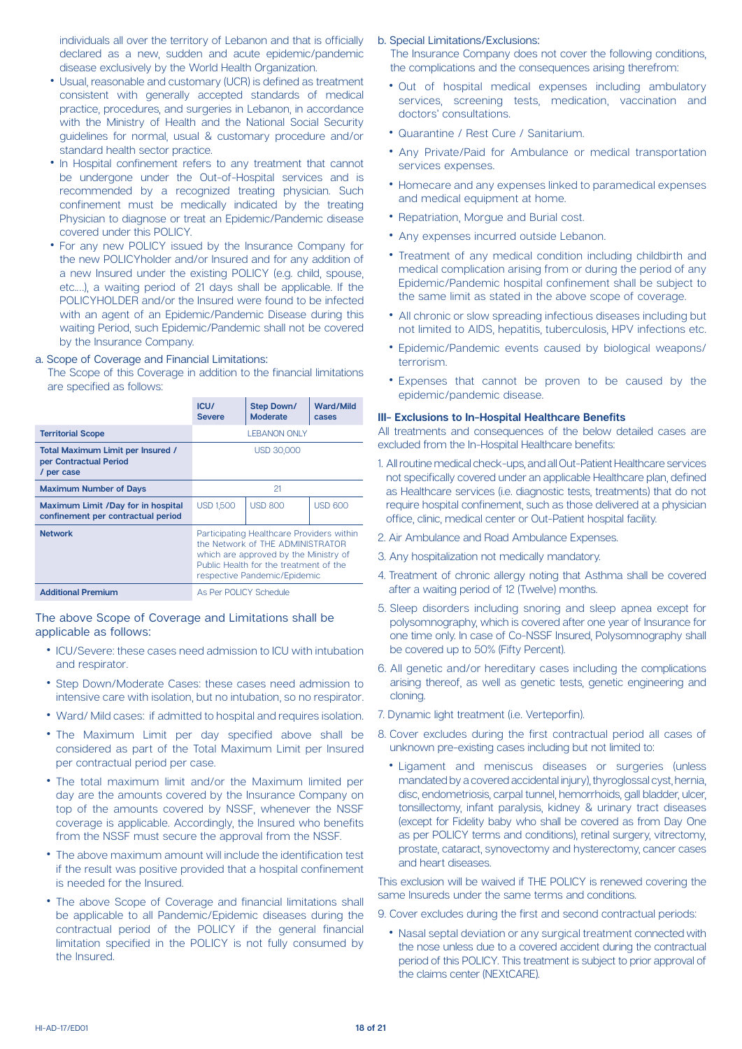individuals all over the territory of Lebanon and that is officially declared as a new, sudden and acute epidemic/pandemic disease exclusively by the World Health Organization.

- Usual, reasonable and customary (UCR) is defined as treatment consistent with generally accepted standards of medical practice, procedures, and surgeries in Lebanon, in accordance with the Ministry of Health and the National Social Security guidelines for normal, usual & customary procedure and/or standard health sector practice.
- In Hospital confinement refers to any treatment that cannot be undergone under the Out-of-Hospital services and is recommended by a recognized treating physician. Such confinement must be medically indicated by the treating Physician to diagnose or treat an Epidemic/Pandemic disease covered under this POLICY.
- For any new POLICY issued by the Insurance Company for the new POLICYholder and/or Insured and for any addition of a new Insured under the existing POLICY (e.g. child, spouse, etc….), a waiting period of 21 days shall be applicable. If the POLICYHOLDER and/or the Insured were found to be infected with an agent of an Epidemic/Pandemic Disease during this waiting Period, such Epidemic/Pandemic shall not be covered by the Insurance Company.

a. Scope of Coverage and Financial Limitations:

The Scope of this Coverage in addition to the financial limitations are specified as follows:

| | ICU/ Severe | Step Down/ Moderate | Ward/Mild cases |
|---|---|---|---|
| **Territorial Scope** | LEBANON ONLY | | |
| **Total Maximum Limit per Insured / per Contractual Period / per case** | USD 30,000 | | |
| **Maximum Number of Days** | 21 | | |
| **Maximum Limit /Day for in hospital confinement per contractual period** | USD 1,500 | USD 800 | USD 600 |
| **Network** | Participating Healthcare Providers within the Network of THE ADMINISTRATOR which are approved by the Ministry of Public Health for the treatment of the respective Pandemic/Epidemic | | |
| **Additional Premium** | As Per POLICY Schedule | | |

The above Scope of Coverage and Limitations shall be applicable as follows:

- ICU/Severe: these cases need admission to ICU with intubation and respirator.
- Step Down/Moderate Cases: these cases need admission to intensive care with isolation, but no intubation, so no respirator.
- Ward/ Mild cases: if admitted to hospital and requires isolation.
- The Maximum Limit per day specified above shall be considered as part of the Total Maximum Limit per Insured per contractual period per case.
- The total maximum limit and/or the Maximum limited per day are the amounts covered by the Insurance Company on top of the amounts covered by NSSF, whenever the NSSF coverage is applicable. Accordingly, the Insured who benefits from the NSSF must secure the approval from the NSSF.
- The above maximum amount will include the identification test if the result was positive provided that a hospital confinement is needed for the Insured.
- The above Scope of Coverage and financial limitations shall be applicable to all Pandemic/Epidemic diseases during the contractual period of the POLICY if the general financial limitation specified in the POLICY is not fully consumed by the Insured.

b. Special Limitations/Exclusions:

The Insurance Company does not cover the following conditions, the complications and the consequences arising therefrom:

- Out of hospital medical expenses including ambulatory services, screening tests, medication, vaccination and doctors' consultations.
- Quarantine / Rest Cure / Sanitarium.
- Any Private/Paid for Ambulance or medical transportation services expenses.
- Homecare and any expenses linked to paramedical expenses and medical equipment at home.
- Repatriation, Morgue and Burial cost.
- Any expenses incurred outside Lebanon.
- Treatment of any medical condition including childbirth and medical complication arising from or during the period of any Epidemic/Pandemic hospital confinement shall be subject to the same limit as stated in the above scope of coverage.
- All chronic or slow spreading infectious diseases including but not limited to AIDS, hepatitis, tuberculosis, HPV infections etc.
- Epidemic/Pandemic events caused by biological weapons/ terrorism.
- Expenses that cannot be proven to be caused by the epidemic/pandemic disease.

### III- Exclusions to In-Hospital Healthcare Benefits

All treatments and consequences of the below detailed cases are excluded from the In-Hospital Healthcare benefits:

1. All routine medical check-ups, and all Out-Patient Healthcare services not specifically covered under an applicable Healthcare plan, defined as Healthcare services (i.e. diagnostic tests, treatments) that do not require hospital confinement, such as those delivered at a physician office, clinic, medical center or Out-Patient hospital facility.
2. Air Ambulance and Road Ambulance Expenses.
3. Any hospitalization not medically mandatory.
4. Treatment of chronic allergy noting that Asthma shall be covered after a waiting period of 12 (Twelve) months.
5. Sleep disorders including snoring and sleep apnea except for polysomnography, which is covered after one year of Insurance for one time only. In case of Co-NSSF Insured, Polysomnography shall be covered up to 50% (Fifty Percent).
6. All genetic and/or hereditary cases including the complications arising thereof, as well as genetic tests, genetic engineering and cloning.
7. Dynamic light treatment (i.e. Verteporfin).
8. Cover excludes during the first contractual period all cases of unknown pre-existing cases including but not limited to:
   - Ligament and meniscus diseases or surgeries (unless mandated by a covered accidental injury), thyroglossal cyst, hernia, disc, endometriosis, carpal tunnel, hemorrhoids, gall bladder, ulcer, tonsillectomy, infant paralysis, kidney & urinary tract diseases (except for Fidelity baby who shall be covered as from Day One as per POLICY terms and conditions), retinal surgery, vitrectomy, prostate, cataract, synovectomy and hysterectomy, cancer cases and heart diseases.

This exclusion will be waived if THE POLICY is renewed covering the same Insureds under the same terms and conditions.

9. Cover excludes during the first and second contractual periods:
   - Nasal septal deviation or any surgical treatment connected with the nose unless due to a covered accident during the contractual period of this POLICY. This treatment is subject to prior approval of the claims center (NEXtCARE).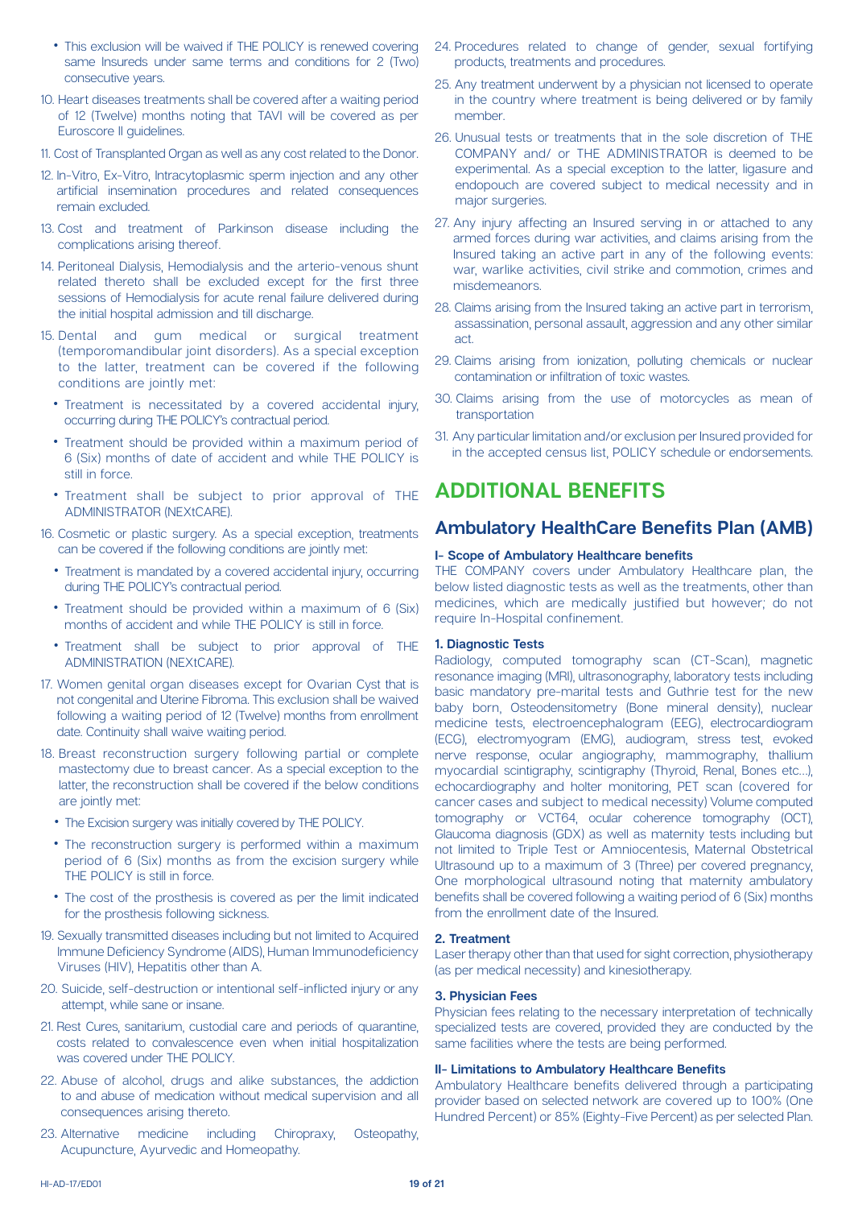- This exclusion will be waived if THE POLICY is renewed covering same Insureds under same terms and conditions for 2 (Two) consecutive years.

10. Heart diseases treatments shall be covered after a waiting period of 12 (Twelve) months noting that TAVI will be covered as per Euroscore II guidelines.
11. Cost of Transplanted Organ as well as any cost related to the Donor.
12. In-Vitro, Ex-Vitro, Intracytoplasmic sperm injection and any other artificial insemination procedures and related consequences remain excluded.
13. Cost and treatment of Parkinson disease including the complications arising thereof.
14. Peritoneal Dialysis, Hemodialysis and the arterio-venous shunt related thereto shall be excluded except for the first three sessions of Hemodialysis for acute renal failure delivered during the initial hospital admission and till discharge.
15. Dental and gum medical or surgical treatment (temporomandibular joint disorders). As a special exception to the latter, treatment can be covered if the following conditions are jointly met:
    - Treatment is necessitated by a covered accidental injury, occurring during THE POLICY's contractual period.
    - Treatment should be provided within a maximum period of 6 (Six) months of date of accident and while THE POLICY is still in force.
    - Treatment shall be subject to prior approval of THE ADMINISTRATOR (NEXtCARE).
16. Cosmetic or plastic surgery. As a special exception, treatments can be covered if the following conditions are jointly met:
    - Treatment is mandated by a covered accidental injury, occurring during THE POLICY's contractual period.
    - Treatment should be provided within a maximum of 6 (Six) months of accident and while THE POLICY is still in force.
    - Treatment shall be subject to prior approval of THE ADMINISTRATION (NEXtCARE).
17. Women genital organ diseases except for Ovarian Cyst that is not congenital and Uterine Fibroma. This exclusion shall be waived following a waiting period of 12 (Twelve) months from enrollment date. Continuity shall waive waiting period.
18. Breast reconstruction surgery following partial or complete mastectomy due to breast cancer. As a special exception to the latter, the reconstruction shall be covered if the below conditions are jointly met:
    - The Excision surgery was initially covered by THE POLICY.
    - The reconstruction surgery is performed within a maximum period of 6 (Six) months as from the excision surgery while THE POLICY is still in force.
    - The cost of the prosthesis is covered as per the limit indicated for the prosthesis following sickness.
19. Sexually transmitted diseases including but not limited to Acquired Immune Deficiency Syndrome (AIDS), Human Immunodeficiency Viruses (HIV), Hepatitis other than A.
20. Suicide, self-destruction or intentional self-inflicted injury or any attempt, while sane or insane.
21. Rest Cures, sanitarium, custodial care and periods of quarantine, costs related to convalescence even when initial hospitalization was covered under THE POLICY.
22. Abuse of alcohol, drugs and alike substances, the addiction to and abuse of medication without medical supervision and all consequences arising thereto.
23. Alternative medicine including Chiropraxy, Osteopathy, Acupuncture, Ayurvedic and Homeopathy.
24. Procedures related to change of gender, sexual fortifying products, treatments and procedures.
25. Any treatment underwent by a physician not licensed to operate in the country where treatment is being delivered or by family member.
26. Unusual tests or treatments that in the sole discretion of THE COMPANY and/ or THE ADMINISTRATOR is deemed to be experimental. As a special exception to the latter, ligasure and endopouch are covered subject to medical necessity and in major surgeries.
27. Any injury affecting an Insured serving in or attached to any armed forces during war activities, and claims arising from the Insured taking an active part in any of the following events: war, warlike activities, civil strike and commotion, crimes and misdemeanors.
28. Claims arising from the Insured taking an active part in terrorism, assassination, personal assault, aggression and any other similar act.
29. Claims arising from ionization, polluting chemicals or nuclear contamination or infiltration of toxic wastes.
30. Claims arising from the use of motorcycles as mean of transportation
31. Any particular limitation and/or exclusion per Insured provided for in the accepted census list, POLICY schedule or endorsements.

# ADDITIONAL BENEFITS

## Ambulatory HealthCare Benefits Plan (AMB)

### I- Scope of Ambulatory Healthcare benefits

THE COMPANY covers under Ambulatory Healthcare plan, the below listed diagnostic tests as well as the treatments, other than medicines, which are medically justified but however; do not require In-Hospital confinement.

#### 1. Diagnostic Tests

Radiology, computed tomography scan (CT-Scan), magnetic resonance imaging (MRI), ultrasonography, laboratory tests including basic mandatory pre-marital tests and Guthrie test for the new baby born, Osteodensitometry (Bone mineral density), nuclear medicine tests, electroencephalogram (EEG), electrocardiogram (ECG), electromyogram (EMG), audiogram, stress test, evoked nerve response, ocular angiography, mammography, thallium myocardial scintigraphy, scintigraphy (Thyroid, Renal, Bones etc…), echocardiography and holter monitoring, PET scan (covered for cancer cases and subject to medical necessity) Volume computed tomography or VCT64, ocular coherence tomography (OCT), Glaucoma diagnosis (GDX) as well as maternity tests including but not limited to Triple Test or Amniocentesis, Maternal Obstetrical Ultrasound up to a maximum of 3 (Three) per covered pregnancy, One morphological ultrasound noting that maternity ambulatory benefits shall be covered following a waiting period of 6 (Six) months from the enrollment date of the Insured.

#### 2. Treatment

Laser therapy other than that used for sight correction, physiotherapy (as per medical necessity) and kinesiotherapy.

#### 3. Physician Fees

Physician fees relating to the necessary interpretation of technically specialized tests are covered, provided they are conducted by the same facilities where the tests are being performed.

### II- Limitations to Ambulatory Healthcare Benefits

Ambulatory Healthcare benefits delivered through a participating provider based on selected network are covered up to 100% (One Hundred Percent) or 85% (Eighty-Five Percent) as per selected Plan.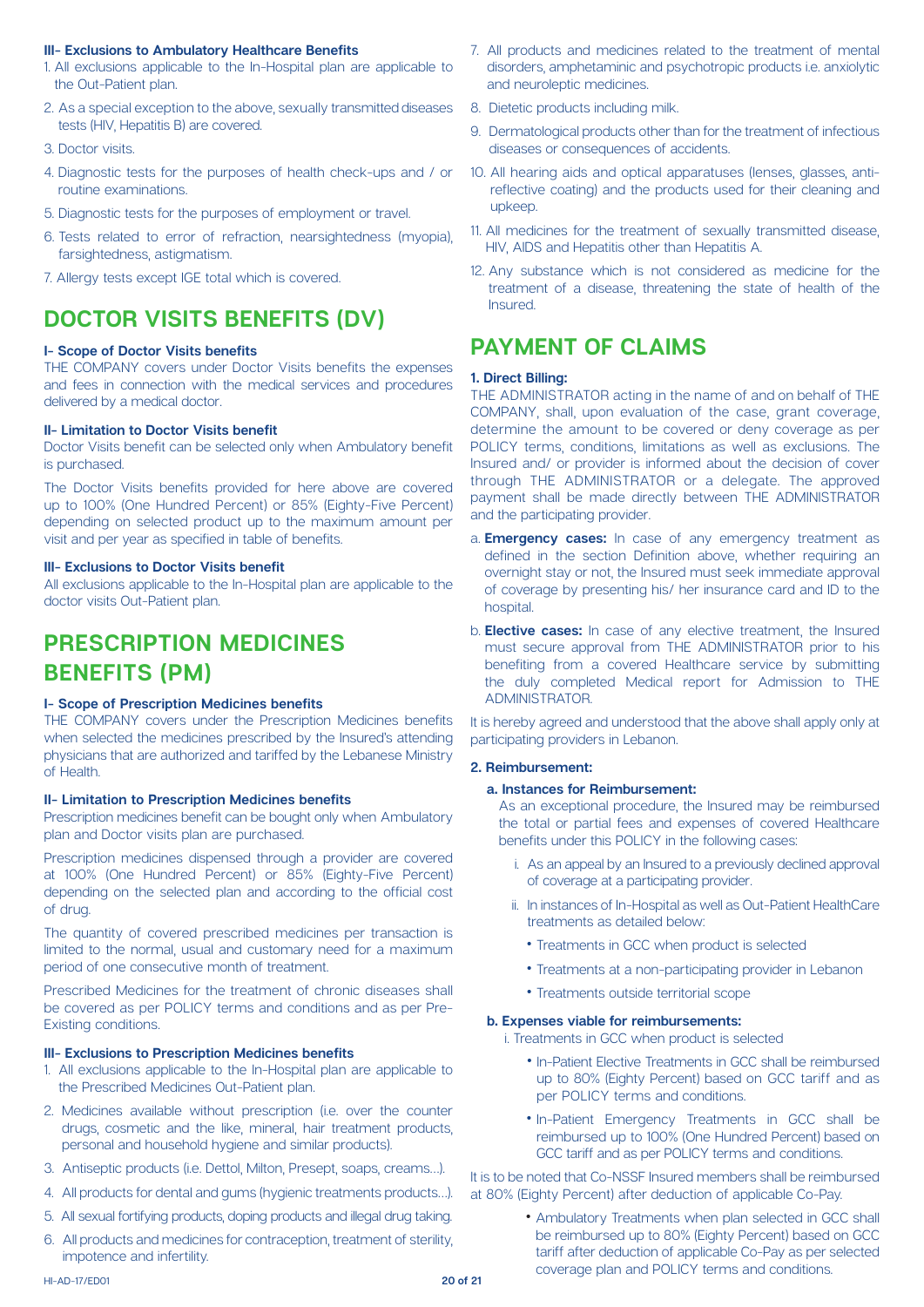### III- Exclusions to Ambulatory Healthcare Benefits

1. All exclusions applicable to the In-Hospital plan are applicable to the Out-Patient plan.
2. As a special exception to the above, sexually transmitted diseases tests (HIV, Hepatitis B) are covered.
3. Doctor visits.
4. Diagnostic tests for the purposes of health check-ups and / or routine examinations.
5. Diagnostic tests for the purposes of employment or travel.
6. Tests related to error of refraction, nearsightedness (myopia), farsightedness, astigmatism.
7. Allergy tests except IGE total which is covered.

## DOCTOR VISITS BENEFITS (DV)

### I- Scope of Doctor Visits benefits

THE COMPANY covers under Doctor Visits benefits the expenses and fees in connection with the medical services and procedures delivered by a medical doctor.

### II- Limitation to Doctor Visits benefit

Doctor Visits benefit can be selected only when Ambulatory benefit is purchased.

The Doctor Visits benefits provided for here above are covered up to 100% (One Hundred Percent) or 85% (Eighty-Five Percent) depending on selected product up to the maximum amount per visit and per year as specified in table of benefits.

### III- Exclusions to Doctor Visits benefit

All exclusions applicable to the In-Hospital plan are applicable to the doctor visits Out-Patient plan.

## PRESCRIPTION MEDICINES BENEFITS (PM)

### I- Scope of Prescription Medicines benefits

THE COMPANY covers under the Prescription Medicines benefits when selected the medicines prescribed by the Insured's attending physicians that are authorized and tariffed by the Lebanese Ministry of Health.

### II- Limitation to Prescription Medicines benefits

Prescription medicines benefit can be bought only when Ambulatory plan and Doctor visits plan are purchased.

Prescription medicines dispensed through a provider are covered at 100% (One Hundred Percent) or 85% (Eighty-Five Percent) depending on the selected plan and according to the official cost of drug.

The quantity of covered prescribed medicines per transaction is limited to the normal, usual and customary need for a maximum period of one consecutive month of treatment.

Prescribed Medicines for the treatment of chronic diseases shall be covered as per POLICY terms and conditions and as per Pre-Existing conditions.

### III- Exclusions to Prescription Medicines benefits

1. All exclusions applicable to the In-Hospital plan are applicable to the Prescribed Medicines Out-Patient plan.
2. Medicines available without prescription (i.e. over the counter drugs, cosmetic and the like, mineral, hair treatment products, personal and household hygiene and similar products).
3. Antiseptic products (i.e. Dettol, Milton, Presept, soaps, creams…).
4. All products for dental and gums (hygienic treatments products…).
5. All sexual fortifying products, doping products and illegal drug taking.
6. All products and medicines for contraception, treatment of sterility, impotence and infertility.
7. All products and medicines related to the treatment of mental disorders, amphetaminic and psychotropic products i.e. anxiolytic and neuroleptic medicines.
8. Dietetic products including milk.
9. Dermatological products other than for the treatment of infectious diseases or consequences of accidents.
10. All hearing aids and optical apparatuses (lenses, glasses, anti-reflective coating) and the products used for their cleaning and upkeep.
11. All medicines for the treatment of sexually transmitted disease, HIV, AIDS and Hepatitis other than Hepatitis A.
12. Any substance which is not considered as medicine for the treatment of a disease, threatening the state of health of the Insured.

## PAYMENT OF CLAIMS

### 1. Direct Billing:

THE ADMINISTRATOR acting in the name of and on behalf of THE COMPANY, shall, upon evaluation of the case, grant coverage, determine the amount to be covered or deny coverage as per POLICY terms, conditions, limitations as well as exclusions. The Insured and/ or provider is informed about the decision of cover through THE ADMINISTRATOR or a delegate. The approved payment shall be made directly between THE ADMINISTRATOR and the participating provider.

a. **Emergency cases:** In case of any emergency treatment as defined in the section Definition above, whether requiring an overnight stay or not, the Insured must seek immediate approval of coverage by presenting his/ her insurance card and ID to the hospital.

b. **Elective cases:** In case of any elective treatment, the Insured must secure approval from THE ADMINISTRATOR prior to his benefiting from a covered Healthcare service by submitting the duly completed Medical report for Admission to THE ADMINISTRATOR.

It is hereby agreed and understood that the above shall apply only at participating providers in Lebanon.

### 2. Reimbursement:

#### a. Instances for Reimbursement:

As an exceptional procedure, the Insured may be reimbursed the total or partial fees and expenses of covered Healthcare benefits under this POLICY in the following cases:

i. As an appeal by an Insured to a previously declined approval of coverage at a participating provider.

ii. In instances of In-Hospital as well as Out-Patient HealthCare treatments as detailed below:

- Treatments in GCC when product is selected
- Treatments at a non-participating provider in Lebanon
- Treatments outside territorial scope

#### b. Expenses viable for reimbursements:

i. Treatments in GCC when product is selected

- In-Patient Elective Treatments in GCC shall be reimbursed up to 80% (Eighty Percent) based on GCC tariff and as per POLICY terms and conditions.
- In-Patient Emergency Treatments in GCC shall be reimbursed up to 100% (One Hundred Percent) based on GCC tariff and as per POLICY terms and conditions.

It is to be noted that Co-NSSF Insured members shall be reimbursed at 80% (Eighty Percent) after deduction of applicable Co-Pay.

- Ambulatory Treatments when plan selected in GCC shall be reimbursed up to 80% (Eighty Percent) based on GCC tariff after deduction of applicable Co-Pay as per selected coverage plan and POLICY terms and conditions.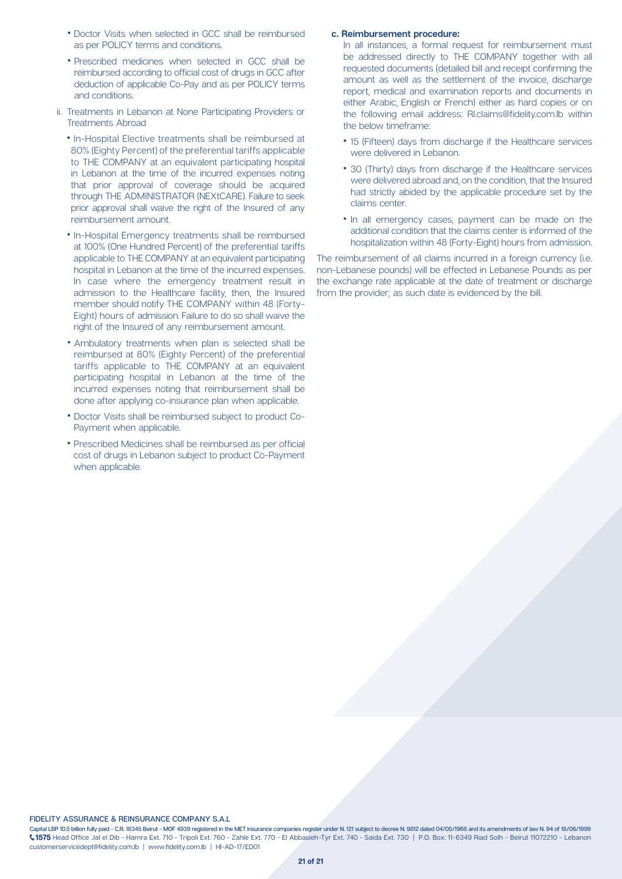- Doctor Visits when selected in GCC shall be reimbursed as per POLICY terms and conditions.
- Prescribed medicines when selected in GCC shall be reimbursed according to official cost of drugs in GCC after deduction of applicable Co-Pay and as per POLICY terms and conditions.

ii. Treatments in Lebanon at None Participating Providers or Treatments Abroad

- In-Hospital Elective treatments shall be reimbursed at 80% (Eighty Percent) of the preferential tariffs applicable to THE COMPANY at an equivalent participating hospital in Lebanon at the time of the incurred expenses noting that prior approval of coverage should be acquired through THE ADMINISTRATOR (NEXtCARE). Failure to seek prior approval shall waive the right of the Insured of any reimbursement amount.
- In-Hospital Emergency treatments shall be reimbursed at 100% (One Hundred Percent) of the preferential tariffs applicable to THE COMPANY at an equivalent participating hospital in Lebanon at the time of the incurred expenses. In case where the emergency treatment result in admission to the Healthcare facility, then, the Insured member should notify THE COMPANY within 48 (Forty-Eight) hours of admission. Failure to do so shall waive the right of the Insured of any reimbursement amount.
- Ambulatory treatments when plan is selected shall be reimbursed at 80% (Eighty Percent) of the preferential tariffs applicable to THE COMPANY at an equivalent participating hospital in Lebanon at the time of the incurred expenses noting that reimbursement shall be done after applying co-insurance plan when applicable.
- Doctor Visits shall be reimbursed subject to product Co-Payment when applicable.
- Prescribed Medicines shall be reimbursed as per official cost of drugs in Lebanon subject to product Co-Payment when applicable.

**c. Reimbursement procedure:**

In all instances, a formal request for reimbursement must be addressed directly to THE COMPANY together with all requested documents (detailed bill and receipt confirming the amount as well as the settlement of the invoice, discharge report, medical and examination reports and documents in either Arabic, English or French) either as hard copies or on the following email address: RI.claims@fidelity.com.lb within the below timeframe:

- 15 (Fifteen) days from discharge if the Healthcare services were delivered in Lebanon.
- 30 (Thirty) days from discharge if the Healthcare services were delivered abroad and, on the condition, that the Insured had strictly abided by the applicable procedure set by the claims center.
- In all emergency cases, payment can be made on the additional condition that the claims center is informed of the hospitalization within 48 (Forty-Eight) hours from admission.

The reimbursement of all claims incurred in a foreign currency (i.e. non-Lebanese pounds) will be effected in Lebanese Pounds as per the exchange rate applicable at the date of treatment or discharge from the provider; as such date is evidenced by the bill.

FIDELITY ASSURANCE & REINSURANCE COMPANY S.A.L

Capital LBP 10.5 billion fully paid - C.R. 18345 Beirut - MOF 4939 registered in the MET insurance companies register under N. 121 subject to decree N. 9812 dated 04/05/1968 and its amendments of law N. 94 of 18/06/1999
**1575** Head Office Jal el Dib - Hamra Ext. 710 - Tripoli Ext. 760 - Zahle Ext. 770 - El Abbasieh-Tyr Ext. 740 - Saida Ext. 730 | P.O. Box: 11-6349 Riad Solh - Beirut 11072210 - Lebanon
customerservicedept@fidelity.com.lb | www.fidelity.com.lb | HI-AD-17/ED01